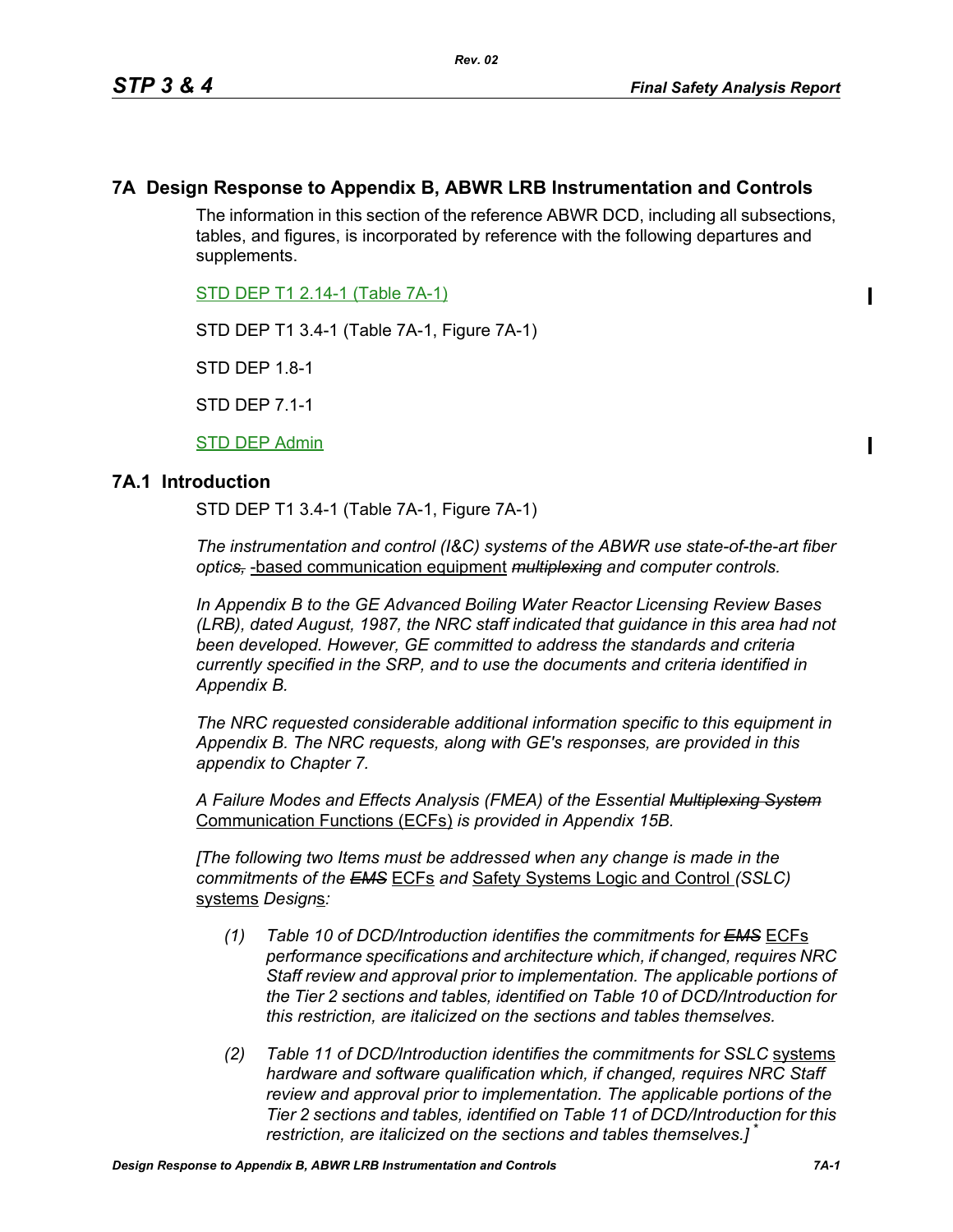# 7A Design Response to Appendix B, ABWR LRB Instrumentation and Controls

The information in this section of the reference ABWR DCD, including all subsections, tables, and figures, is incorporated by reference with the following departures and supplements.

STD DEP T1 2.14-1 (Table 7A-1)

STD DEP T1 3.4-1 (Table 7A-1, Figure 7A-1)

STD DEP 1.8-1

STD DEP 7.1-1

STD DEP Admin

## 7A.1 Introduction

STD DEP T1 3.4-1 (Table 7A-1, Figure 7A-1)

*The instrumentation and control (I&C) systems of the ABWR use state-of-the-art fiber optics, -based communication equipment ~~multiplexing~~ and computer controls.*

*In Appendix B to the GE Advanced Boiling Water Reactor Licensing Review Bases (LRB), dated August, 1987, the NRC staff indicated that guidance in this area had not been developed. However, GE committed to address the standards and criteria currently specified in the SRP, and to use the documents and criteria identified in Appendix B.*

*The NRC requested considerable additional information specific to this equipment in Appendix B. The NRC requests, along with GE's responses, are provided in this appendix to Chapter 7.*

*A Failure Modes and Effects Analysis (FMEA) of the Essential ~~Multiplexing System~~* Communication Functions (ECFs) *is provided in Appendix 15B.*

*[The following two Items must be addressed when any change is made in the commitments of the ~~EMS~~* ECFs *and* Safety Systems Logic and Control *(SSLC)* systems *Designs:*

*(1) Table 10 of DCD/Introduction identifies the commitments for ~~EMS~~* ECFs *performance specifications and architecture which, if changed, requires NRC Staff review and approval prior to implementation. The applicable portions of the Tier 2 sections and tables, identified on Table 10 of DCD/Introduction for this restriction, are italicized on the sections and tables themselves.*

*(2) Table 11 of DCD/Introduction identifies the commitments for SSLC* systems *hardware and software qualification which, if changed, requires NRC Staff review and approval prior to implementation. The applicable portions of the Tier 2 sections and tables, identified on Table 11 of DCD/Introduction for this restriction, are italicized on the sections and tables themselves.]* *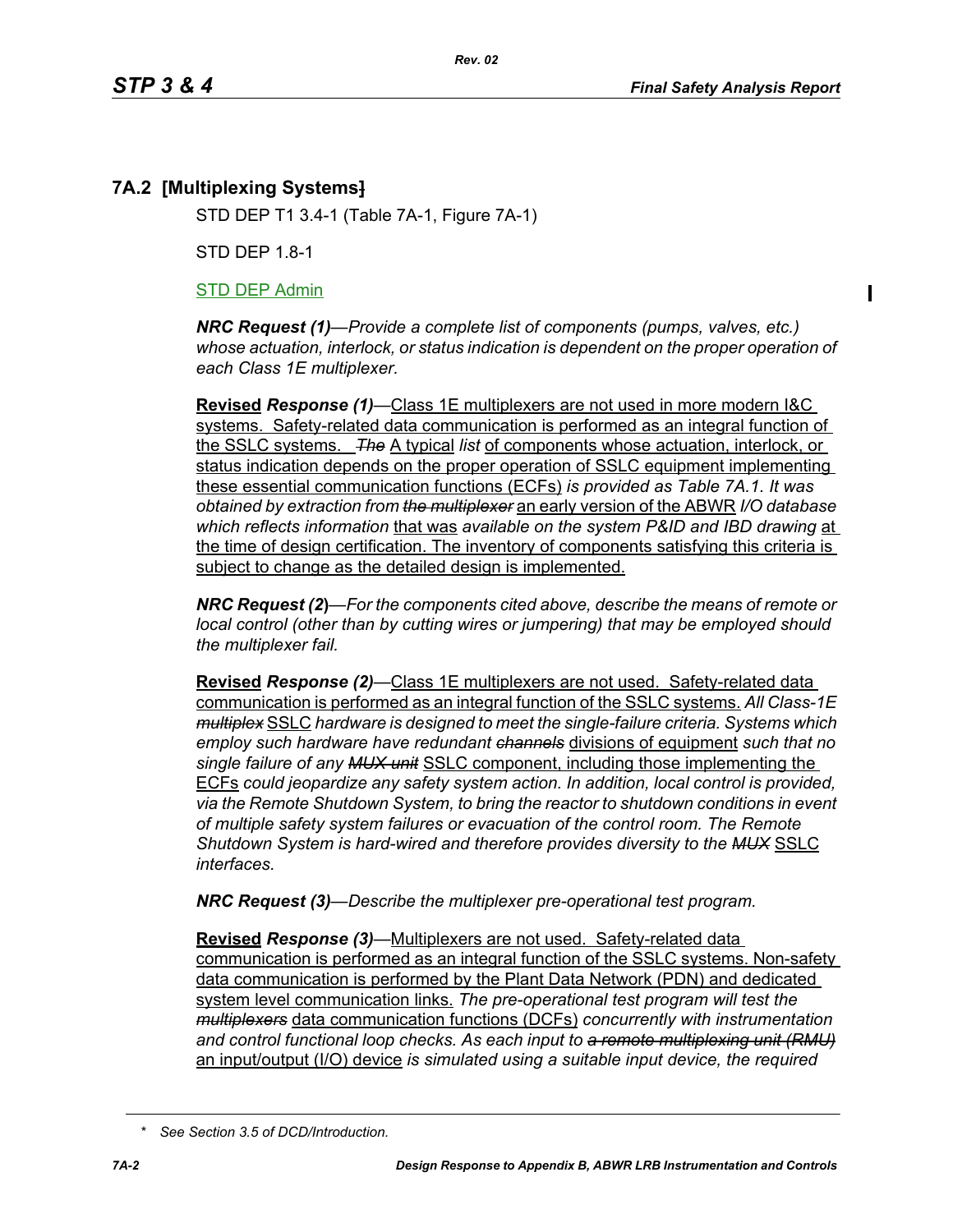## 7A.2 [Multiplexing Systems]

STD DEP T1 3.4-1 (Table 7A-1, Figure 7A-1)

STD DEP 1.8-1

STD DEP Admin

***NRC Request (1)****—Provide a complete list of components (pumps, valves, etc.) whose actuation, interlock, or status indication is dependent on the proper operation of each Class 1E multiplexer.*

**Revised** ***Response (1)***—Class 1E multiplexers are not used in more modern I&C systems. Safety-related data communication is performed as an integral function of the SSLC systems. ~~*The*~~ A typical *list* of components whose actuation, interlock, or status indication depends on the proper operation of SSLC equipment implementing these essential communication functions (ECFs) *is provided as Table 7A.1. It was obtained by extraction from* ~~*the multiplexer*~~ an early version of the ABWR *I/O database which reflects information* that was *available on the system P&ID and IBD drawing* at the time of design certification. The inventory of components satisfying this criteria is subject to change as the detailed design is implemented.

***NRC Request (2)****—For the components cited above, describe the means of remote or local control (other than by cutting wires or jumpering) that may be employed should the multiplexer fail.*

**Revised** ***Response (2)***—Class 1E multiplexers are not used. Safety-related data communication is performed as an integral function of the SSLC systems. *All Class-1E* ~~*multiplex*~~ SSLC *hardware is designed to meet the single-failure criteria. Systems which employ such hardware have redundant* ~~*channels*~~ divisions of equipment *such that no single failure of any* ~~*MUX unit*~~ SSLC component, including those implementing the ECFs *could jeopardize any safety system action. In addition, local control is provided, via the Remote Shutdown System, to bring the reactor to shutdown conditions in event of multiple safety system failures or evacuation of the control room. The Remote Shutdown System is hard-wired and therefore provides diversity to the* ~~*MUX*~~ SSLC *interfaces.*

***NRC Request (3)****—Describe the multiplexer pre-operational test program.*

**Revised** ***Response (3)***—Multiplexers are not used. Safety-related data communication is performed as an integral function of the SSLC systems. Non-safety data communication is performed by the Plant Data Network (PDN) and dedicated system level communication links. *The pre-operational test program will test the* ~~*multiplexers*~~ data communication functions (DCFs) *concurrently with instrumentation and control functional loop checks. As each input to* ~~*a remote multiplexing unit (RMU)*~~ an input/output (I/O) device *is simulated using a suitable input device, the required*

\* *See Section 3.5 of DCD/Introduction.*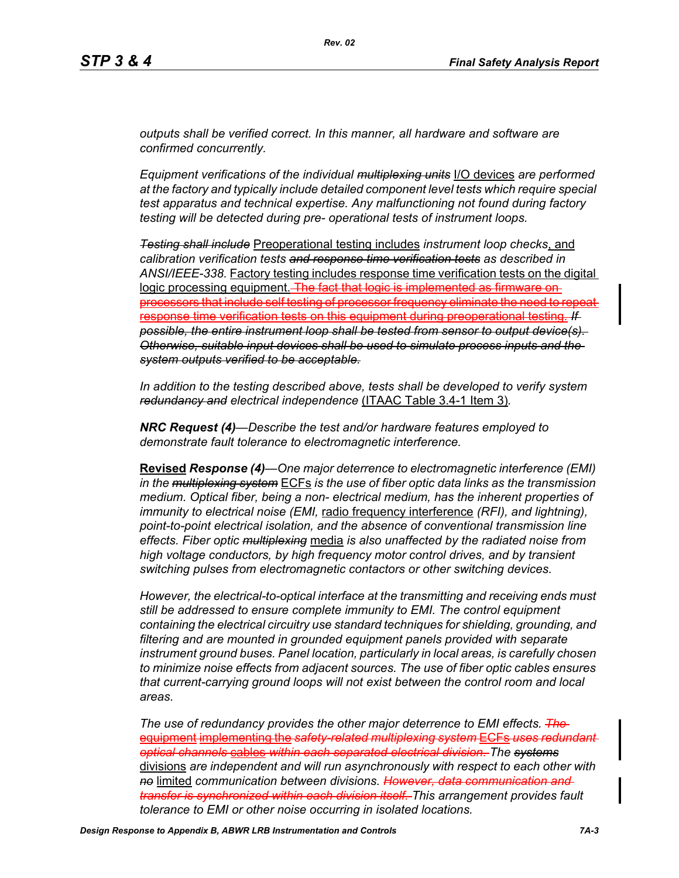*outputs shall be verified correct. In this manner, all hardware and software are confirmed concurrently.*

*Equipment verifications of the individual ~~multiplexing units~~* I/O devices *are performed at the factory and typically include detailed component level tests which require special test apparatus and technical expertise. Any malfunctioning not found during factory testing will be detected during pre- operational tests of instrument loops.*

~~*Testing shall include*~~ Preoperational testing includes *instrument loop checks*, and *calibration verification tests ~~and response time verification tests~~ as described in ANSI/IEEE-338.* Factory testing includes response time verification tests on the digital logic processing equipment. ~~The fact that logic is implemented as firmware on processors that include self testing of processor frequency eliminate the need to repeat response time verification tests on this equipment during preoperational testing.~~ ~~*If possible, the entire instrument loop shall be tested from sensor to output device(s). Otherwise, suitable input devices shall be used to simulate process inputs and the system outputs verified to be acceptable.*~~

*In addition to the testing described above, tests shall be developed to verify system ~~redundancy and~~ electrical independence* (ITAAC Table 3.4-1 Item 3)*.*

***NRC Request (4)****—Describe the test and/or hardware features employed to demonstrate fault tolerance to electromagnetic interference.*

**Revised** ***Response (4)****—One major deterrence to electromagnetic interference (EMI) in the ~~multiplexing system~~* ECFs *is the use of fiber optic data links as the transmission medium. Optical fiber, being a non- electrical medium, has the inherent properties of immunity to electrical noise (EMI,* radio frequency interference *(RFI), and lightning), point-to-point electrical isolation, and the absence of conventional transmission line effects. Fiber optic ~~multiplexing~~* media *is also unaffected by the radiated noise from high voltage conductors, by high frequency motor control drives, and by transient switching pulses from electromagnetic contactors or other switching devices.*

*However, the electrical-to-optical interface at the transmitting and receiving ends must still be addressed to ensure complete immunity to EMI. The control equipment containing the electrical circuitry use standard techniques for shielding, grounding, and filtering and are mounted in grounded equipment panels provided with separate instrument ground buses. Panel location, particularly in local areas, is carefully chosen to minimize noise effects from adjacent sources. The use of fiber optic cables ensures that current-carrying ground loops will not exist between the control room and local areas.*

*The use of redundancy provides the other major deterrence to EMI effects. ~~The~~* ~~equipment implementing the~~ *~~safety-related multiplexing system~~* ~~ECFs~~ *~~uses redundant optical channels~~* ~~cables~~ *~~within each separated electrical division.~~ The ~~systems~~* divisions *are independent and will run asynchronously with respect to each other with ~~no~~* limited *communication between divisions. ~~However, data communication and transfer is synchronized within each division itself.~~ This arrangement provides fault tolerance to EMI or other noise occurring in isolated locations.*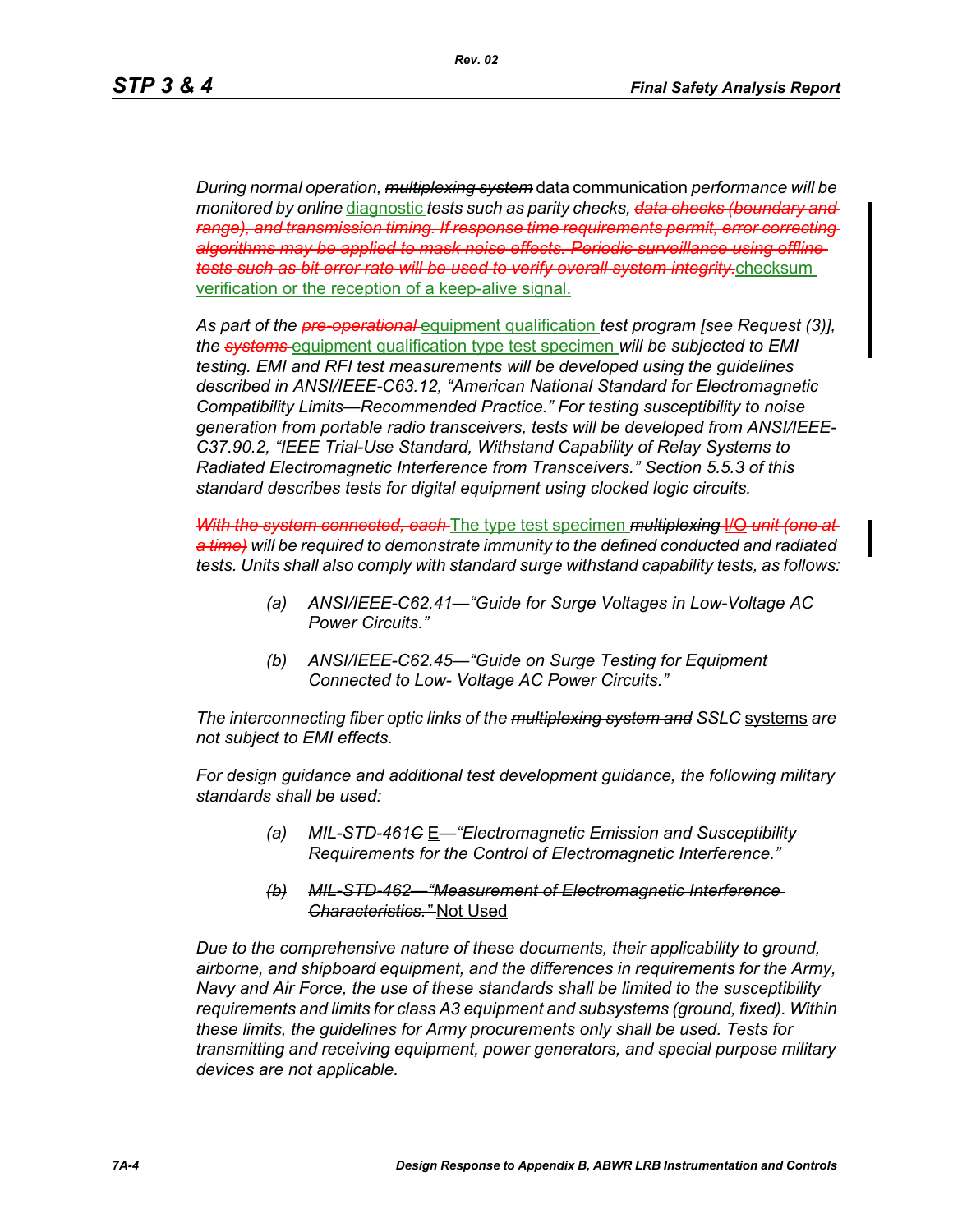*During normal operation, ~~multiplexing system~~* data communication *performance will be monitored by online* diagnostic *tests such as parity checks, ~~data checks (boundary and range), and transmission timing. If response time requirements permit, error correcting algorithms may be applied to mask noise effects. Periodic surveillance using offline tests such as bit error rate will be used to verify overall system integrity.~~*checksum verification or the reception of a keep-alive signal.

*As part of the ~~pre-operational~~* equipment qualification *test program [see Request (3)], the ~~systems~~* equipment qualification type test specimen *will be subjected to EMI testing. EMI and RFI test measurements will be developed using the guidelines described in ANSI/IEEE-C63.12, “American National Standard for Electromagnetic Compatibility Limits—Recommended Practice.” For testing susceptibility to noise generation from portable radio transceivers, tests will be developed from ANSI/IEEE-C37.90.2, “IEEE Trial-Use Standard, Withstand Capability of Relay Systems to Radiated Electromagnetic Interference from Transceivers.” Section 5.5.3 of this standard describes tests for digital equipment using clocked logic circuits.*

*~~With the system connected, each~~* The type test specimen *~~multiplexing~~* ~~I/O~~ *~~unit (one at a time)~~ will be required to demonstrate immunity to the defined conducted and radiated tests. Units shall also comply with standard surge withstand capability tests, as follows:*

- *(a) ANSI/IEEE-C62.41—“Guide for Surge Voltages in Low-Voltage AC Power Circuits.”*
- *(b) ANSI/IEEE-C62.45—“Guide on Surge Testing for Equipment Connected to Low- Voltage AC Power Circuits.”*

*The interconnecting fiber optic links of the ~~multiplexing system and~~ SSLC* systems *are not subject to EMI effects.*

*For design guidance and additional test development guidance, the following military standards shall be used:*

- *(a) MIL-STD-461~~C~~* E*—“Electromagnetic Emission and Susceptibility Requirements for the Control of Electromagnetic Interference.”*
- *~~(b) MIL-STD-462—“Measurement of Electromagnetic Interference Characteristics.”~~* Not Used

*Due to the comprehensive nature of these documents, their applicability to ground, airborne, and shipboard equipment, and the differences in requirements for the Army, Navy and Air Force, the use of these standards shall be limited to the susceptibility requirements and limits for class A3 equipment and subsystems (ground, fixed). Within these limits, the guidelines for Army procurements only shall be used. Tests for transmitting and receiving equipment, power generators, and special purpose military devices are not applicable.*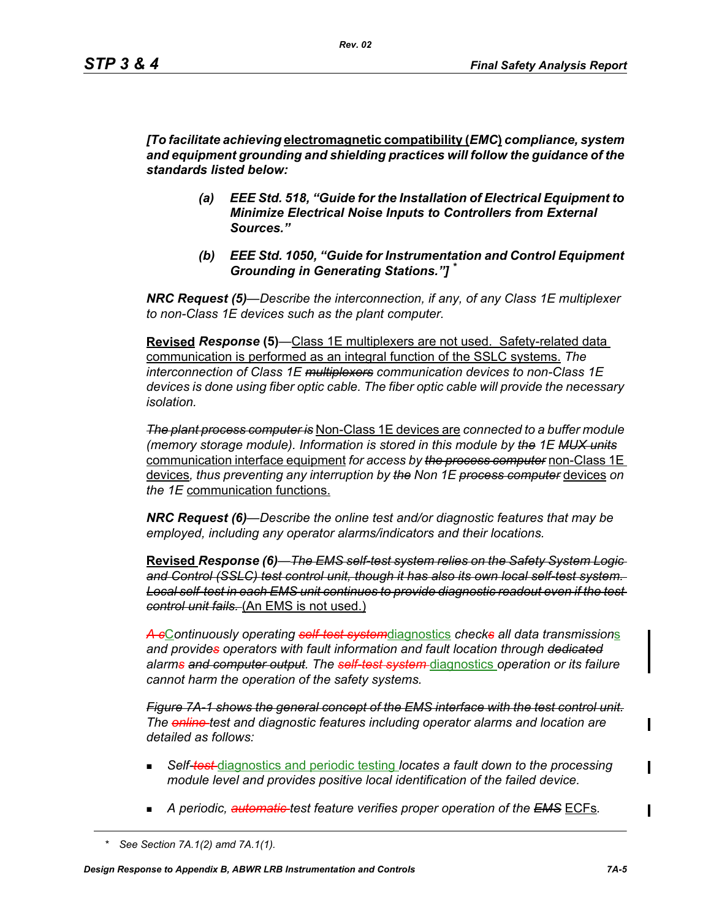*[To facilitate achieving* <u>electromagnetic compatibility (</u>*EMC*<u>)</u> *compliance, system and equipment grounding and shielding practices will follow the guidance of the standards listed below:*

> ***(a) EEE Std. 518, "Guide for the Installation of Electrical Equipment to Minimize Electrical Noise Inputs to Controllers from External Sources."***
>
> ***(b) EEE Std. 1050, "Guide for Instrumentation and Control Equipment Grounding in Generating Stations."]*** *

***NRC Request (5)****—Describe the interconnection, if any, of any Class 1E multiplexer to non-Class 1E devices such as the plant computer.*

**<u>Revised</u>** ***Response*** **(5)**—<u>Class 1E multiplexers are not used. Safety-related data communication is performed as an integral function of the SSLC systems.</u> *The interconnection of Class 1E* ~~*multiplexers*~~ *communication devices to non-Class 1E devices is done using fiber optic cable. The fiber optic cable will provide the necessary isolation.*

~~*The plant process computer is*~~ <u>Non-Class 1E devices are</u> *connected to a buffer module (memory storage module). Information is stored in this module by* ~~*the*~~ *1E* ~~*MUX units*~~ <u>communication interface equipment</u> *for access by* ~~*the process computer*~~ <u>non-Class 1E devices</u>*, thus preventing any interruption by* ~~*the*~~ *Non 1E* ~~*process computer*~~ <u>devices</u> *on the 1E* <u>communication functions.</u>

***NRC Request (6)****—Describe the online test and/or diagnostic features that may be employed, including any operator alarms/indicators and their locations.*

**<u>Revised</u>** ***Response (6)***~~*—The EMS self-test system relies on the Safety System Logic and Control (SSLC) test control unit, though it has also its own local self-test system. Local self-test in each EMS unit continues to provide diagnostic readout even if the test control unit fails.*~~ <u>(An EMS is not used.)</u>

~~*A c*~~<u>C</u>*ontinuously operating* ~~*self-test system*~~<u>diagnostics</u> *check*~~*s*~~ *all data transmission*<u>s</u> *and provide*~~*s*~~ *operators with fault information and fault location through* ~~*dedicated*~~ *alarm*~~*s and computer output*~~*. The* ~~*self-test system*~~ <u>diagnostics</u> *operation or its failure cannot harm the operation of the safety systems.*

~~*Figure 7A-1 shows the general concept of the EMS interface with the test control unit.*~~ *The* ~~*online*~~ *test and diagnostic features including operator alarms and location are detailed as follows:*

- *Self-*~~*test*~~ <u>diagnostics and periodic testing</u> *locates a fault down to the processing module level and provides positive local identification of the failed device.*
- *A periodic,* ~~*automatic*~~ *test feature verifies proper operation of the* ~~*EMS*~~ <u>ECFs</u>*.*

\* *See Section 7A.1(2) amd 7A.1(1).*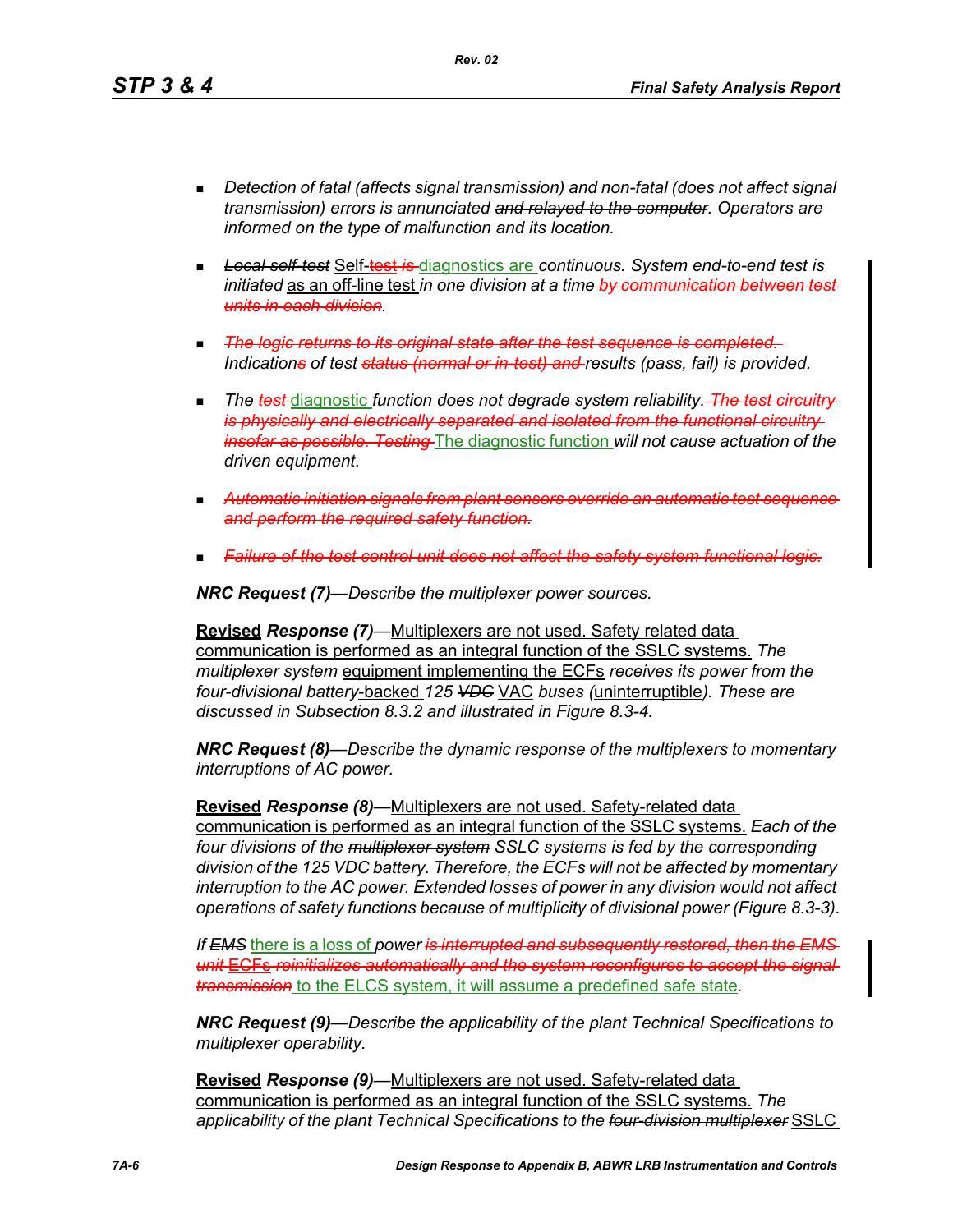- *Detection of fatal (affects signal transmission) and non-fatal (does not affect signal transmission) errors is annunciated ~~and relayed to the computer~~. Operators are informed on the type of malfunction and its location.*

- ~~*Local self-test*~~ Self-~~test is~~ diagnostics are *continuous. System end-to-end test is initiated* as an off-line test *in one division at a time* ~~*by communication between test units in each division*~~*.*

- ~~*The logic returns to its original state after the test sequence is completed.*~~ *Indication*~~*s*~~ *of test* ~~*status (normal or in-test) and*~~ *results (pass, fail) is provided.*

- *The* ~~*test*~~ diagnostic *function does not degrade system reliability.* ~~*The test circuitry is physically and electrically separated and isolated from the functional circuitry insofar as possible. Testing*~~ The diagnostic function *will not cause actuation of the driven equipment.*

- ~~*Automatic initiation signals from plant sensors override an automatic test sequence and perform the required safety function.*~~

- ~~*Failure of the test control unit does not affect the safety system functional logic.*~~

***NRC Request (7)****—Describe the multiplexer power sources.*

**Revised** ***Response (7)***—Multiplexers are not used. Safety related data communication is performed as an integral function of the SSLC systems. *The* ~~*multiplexer system*~~ equipment implementing the ECFs *receives its power from the four-divisional battery*-backed *125* ~~*VDC*~~ VAC *buses (*uninterruptible*). These are discussed in Subsection 8.3.2 and illustrated in Figure 8.3-4.*

***NRC Request (8)****—Describe the dynamic response of the multiplexers to momentary interruptions of AC power.*

**Revised** ***Response (8)***—Multiplexers are not used. Safety-related data communication is performed as an integral function of the SSLC systems. *Each of the four divisions of the* ~~*multiplexer system*~~ *SSLC systems is fed by the corresponding division of the 125 VDC battery. Therefore, the ECFs will not be affected by momentary interruption to the AC power. Extended losses of power in any division would not affect operations of safety functions because of multiplicity of divisional power (Figure 8.3-3).*

*If* ~~*EMS*~~ there is a loss of *power* ~~*is interrupted and subsequently restored, then the EMS unit*~~ ECFs ~~*reinitializes automatically and the system reconfigures to accept the signal transmission*~~ to the ELCS system, it will assume a predefined safe state*.*

***NRC Request (9)****—Describe the applicability of the plant Technical Specifications to multiplexer operability.*

**Revised** ***Response (9)***—Multiplexers are not used. Safety-related data communication is performed as an integral function of the SSLC systems. *The applicability of the plant Technical Specifications to the* ~~*four-division multiplexer*~~ SSLC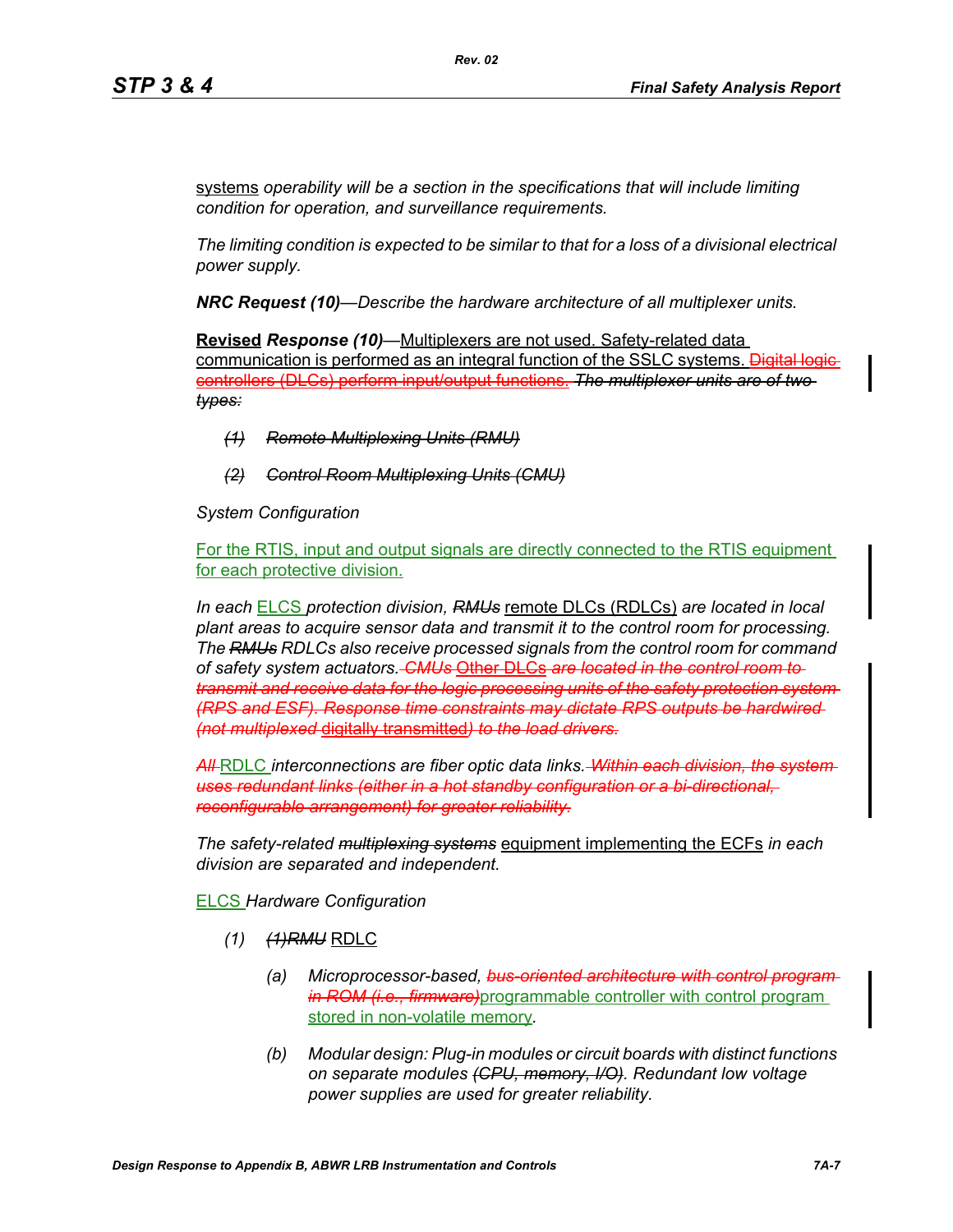systems *operability will be a section in the specifications that will include limiting condition for operation, and surveillance requirements.*

*The limiting condition is expected to be similar to that for a loss of a divisional electrical power supply.*

***NRC Request (10)****—Describe the hardware architecture of all multiplexer units.*

**Revised** ***Response (10)***—Multiplexers are not used. Safety-related data communication is performed as an integral function of the SSLC systems. ~~Digital logic controllers (DLCs) perform input/output functions.~~ ~~*The multiplexer units are of two types:*~~

> ~~*(1) Remote Multiplexing Units (RMU)*~~
>
> ~~*(2) Control Room Multiplexing Units (CMU)*~~

*System Configuration*

For the RTIS, input and output signals are directly connected to the RTIS equipment for each protective division.

*In each* ELCS *protection division,* ~~*RMUs*~~ remote DLCs (RDLCs) *are located in local plant areas to acquire sensor data and transmit it to the control room for processing. The* ~~*RMUs*~~ *RDLCs also receive processed signals from the control room for command of safety system actuators.* ~~*CMUs*~~ Other DLCs ~~*are located in the control room to transmit and receive data for the logic processing units of the safety protection system (RPS and ESF). Response time constraints may dictate RPS outputs be hardwired (not multiplexed*~~ digitally transmitted~~*) to the load drivers.*~~

~~*All*~~ RDLC *interconnections are fiber optic data links.* ~~*Within each division, the system uses redundant links (either in a hot standby configuration or a bi-directional, reconfigurable arrangement) for greater reliability.*~~

*The safety-related* ~~*multiplexing systems*~~ equipment implementing the ECFs *in each division are separated and independent.*

ELCS *Hardware Configuration*

*(1)* ~~*(1)RMU*~~ RDLC

> *(a) Microprocessor-based,* ~~*bus-oriented architecture with control program in ROM (i.e., firmware)*~~programmable controller with control program stored in non-volatile memory.
>
> *(b) Modular design: Plug-in modules or circuit boards with distinct functions on separate modules* ~~*(CPU, memory, I/O)*~~*. Redundant low voltage power supplies are used for greater reliability.*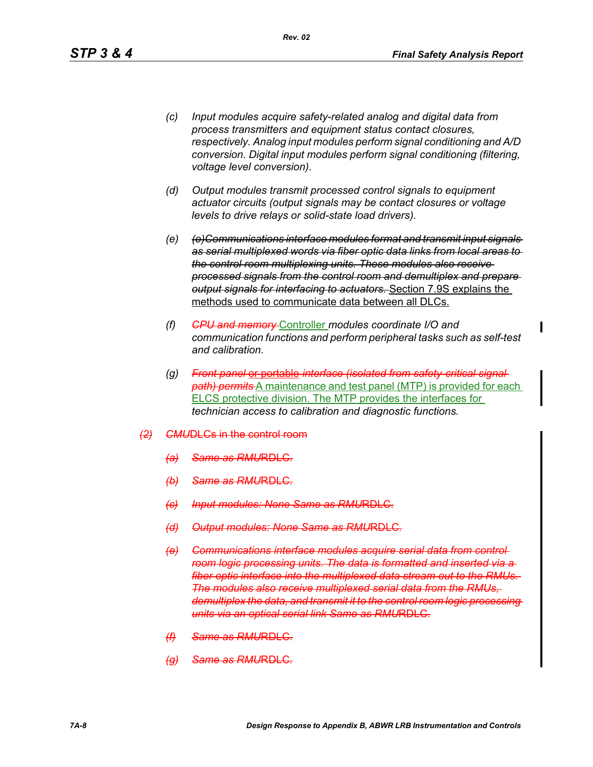(c) *Input modules acquire safety-related analog and digital data from process transmitters and equipment status contact closures, respectively. Analog input modules perform signal conditioning and A/D conversion. Digital input modules perform signal conditioning (filtering, voltage level conversion).*

(d) *Output modules transmit processed control signals to equipment actuator circuits (output signals may be contact closures or voltage levels to drive relays or solid-state load drivers).*

(e) ~~*(e)Communications interface modules format and transmit input signals as serial multiplexed words via fiber optic data links from local areas to the control room multiplexing units. These modules also receive processed signals from the control room and demultiplex and prepare output signals for interfacing to actuators.*~~ Section 7.9S explains the methods used to communicate data between all DLCs.

(f) ~~*CPU and memory*~~ Controller *modules coordinate I/O and communication functions and perform peripheral tasks such as self-test and calibration.*

(g) ~~*Front panel* or portable *interface (isolated from safety-critical signal path) permits*~~ A maintenance and test panel (MTP) is provided for each ELCS protective division. The MTP provides the interfaces for *technician access to calibration and diagnostic functions.*

~~*(2) CMU*DLCs in the control room~~

~~*(a) Same as RMU*RDLC.~~

~~*(b) Same as RMU*RDLC.~~

~~*(c) Input modules: None Same as RMU*RDLC.~~

~~*(d) Output modules: None Same as RMU*RDLC.~~

~~*(e) Communications interface modules acquire serial data from control room logic processing units. The data is formatted and inserted via a fiber optic interface into the multiplexed data stream out to the RMUs. The modules also receive multiplexed serial data from the RMUs, demultiplex the data, and transmit it to the control room logic processing units via an optical serial link Same as RMU*RDLC.~~

~~*(f) Same as RMU*RDLC.~~

~~*(g) Same as RMU*RDLC.~~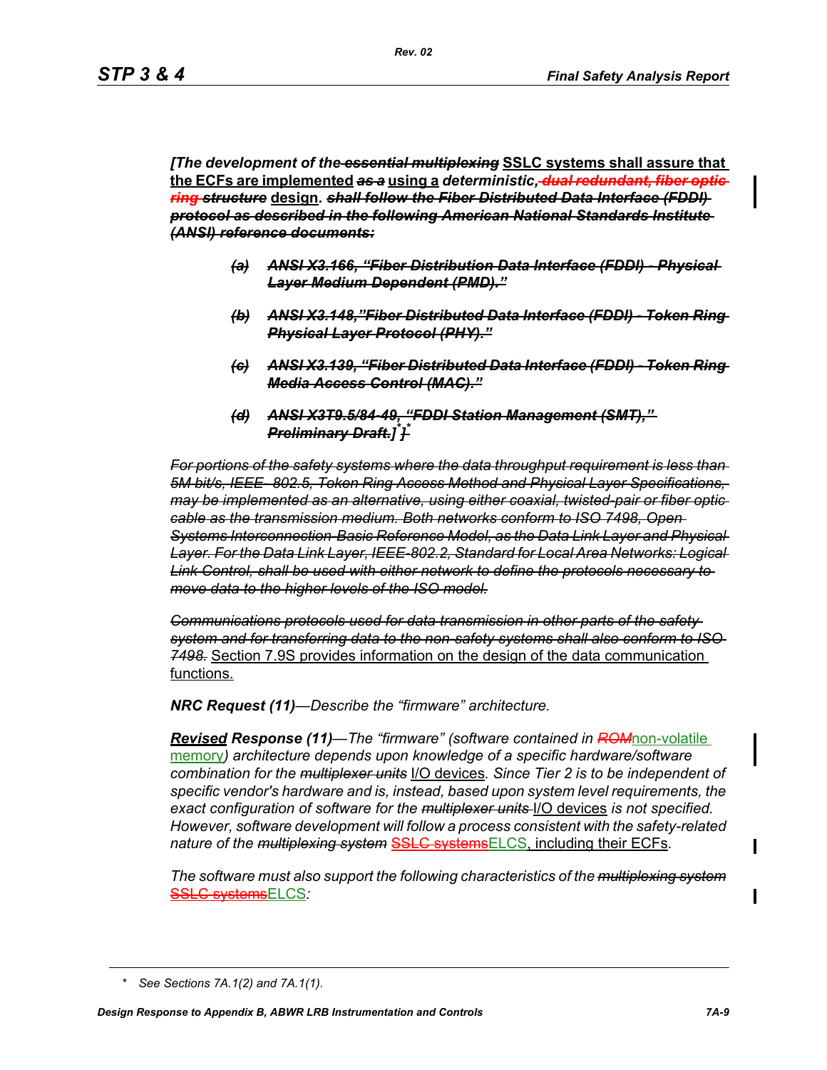*[The development of the ~~essential multiplexing~~* SSLC systems shall assure that the ECFs are implemented *~~as a~~* using a *deterministic, ~~dual redundant, fiber optic ring~~ ~~structure~~* design. *~~shall follow the Fiber Distributed Data Interface (FDDI) protocol as described in the following American National Standards Institute (ANSI) reference documents:~~*

- *~~(a) ANSI X3.166, "Fiber Distribution Data Interface (FDDI) - Physical Layer Medium Dependent (PMD)."~~*
- *~~(b) ANSI X3.148,"Fiber Distributed Data Interface (FDDI) - Token Ring Physical Layer Protocol (PHY)."~~*
- *~~(c) ANSI X3.139, "Fiber Distributed Data Interface (FDDI) - Token Ring Media Access Control (MAC)."~~*
- *~~(d) ANSI X3T9.5/84-49, "FDDI Station Management (SMT)," Preliminary Draft.]~~* * *]* *

*~~For portions of the safety systems where the data throughput requirement is less than 5M bit/s, IEEE- 802.5, Token Ring Access Method and Physical Layer Specifications, may be implemented as an alternative, using either coaxial, twisted-pair or fiber optic cable as the transmission medium. Both networks conform to ISO 7498, Open Systems Interconnection-Basic Reference Model, as the Data Link Layer and Physical Layer. For the Data Link Layer, IEEE-802.2, Standard for Local Area Networks: Logical Link Control, shall be used with either network to define the protocols necessary to move data to the higher levels of the ISO model.~~*

*~~Communications protocols used for data transmission in other parts of the safety system and for transferring data to the non-safety systems shall also conform to ISO 7498.~~* Section 7.9S provides information on the design of the data communication functions.

***NRC Request (11)****—Describe the "firmware" architecture.*

***Revised Response (11)****—The "firmware" (software contained in ~~ROM~~non-volatile memory) architecture depends upon knowledge of a specific hardware/software combination for the ~~multiplexer units~~* I/O devices*. Since Tier 2 is to be independent of specific vendor's hardware and is, instead, based upon system level requirements, the exact configuration of software for the ~~multiplexer units~~* I/O devices *is not specified. However, software development will follow a process consistent with the safety-related nature of the ~~multiplexing system~~* ~~SSLC systems~~ELCS, including their ECFs*.*

*The software must also support the following characteristics of the ~~multiplexing system~~* ~~SSLC systems~~ELCS*:*

\* See Sections 7A.1(2) and 7A.1(1).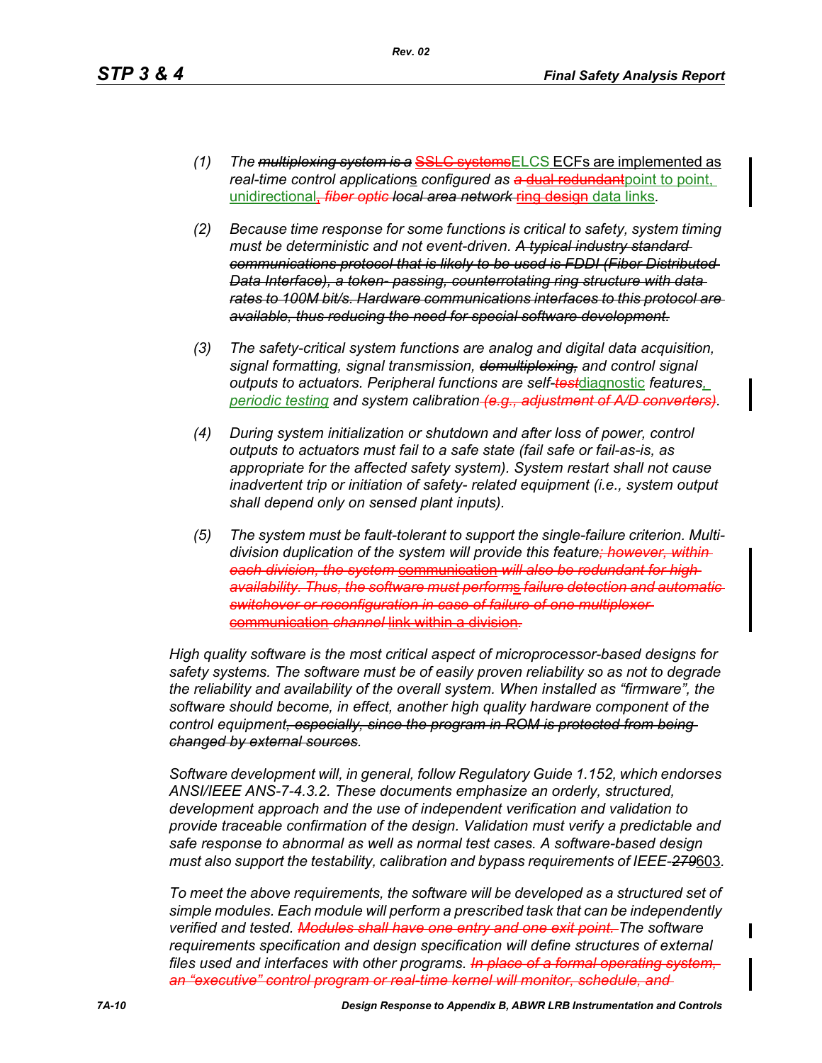(1) *The ~~multiplexing system is a~~ ~~SSLC systems~~ELCS ECFs are implemented as real-time control applications configured as ~~a dual redundant~~point to point, unidirectional~~, fiber optic~~ ~~local area network~~ ~~ring design~~ data links.*

(2) *Because time response for some functions is critical to safety, system timing must be deterministic and not event-driven. ~~A typical industry standard communications protocol that is likely to be used is FDDI (Fiber Distributed Data Interface), a token- passing, counterrotating ring structure with data rates to 100M bit/s. Hardware communications interfaces to this protocol are available, thus reducing the need for special software development.~~*

(3) *The safety-critical system functions are analog and digital data acquisition, signal formatting, signal transmission, ~~demultiplexing,~~ and control signal outputs to actuators. Peripheral functions are self-~~test~~diagnostic features, periodic testing and system calibration ~~(e.g., adjustment of A/D converters)~~.*

(4) *During system initialization or shutdown and after loss of power, control outputs to actuators must fail to a safe state (fail safe or fail-as-is, as appropriate for the affected safety system). System restart shall not cause inadvertent trip or initiation of safety- related equipment (i.e., system output shall depend only on sensed plant inputs).*

(5) *The system must be fault-tolerant to support the single-failure criterion. Multi-division duplication of the system will provide this feature~~; however, within each division, the system communication will also be redundant for high availability. Thus, the software must performs failure detection and automatic switchover or reconfiguration in case of failure of one multiplexer communication channel link within a division~~.*

*High quality software is the most critical aspect of microprocessor-based designs for safety systems. The software must be of easily proven reliability so as not to degrade the reliability and availability of the overall system. When installed as "firmware", the software should become, in effect, another high quality hardware component of the control equipment~~, especially, since the program in ROM is protected from being changed by external sources~~.*

*Software development will, in general, follow Regulatory Guide 1.152, which endorses ANSI/IEEE ANS-7-4.3.2. These documents emphasize an orderly, structured, development approach and the use of independent verification and validation to provide traceable confirmation of the design. Validation must verify a predictable and safe response to abnormal as well as normal test cases. A software-based design must also support the testability, calibration and bypass requirements of IEEE-~~279~~603.*

*To meet the above requirements, the software will be developed as a structured set of simple modules. Each module will perform a prescribed task that can be independently verified and tested. ~~Modules shall have one entry and one exit point.~~ The software requirements specification and design specification will define structures of external files used and interfaces with other programs. ~~In place of a formal operating system, an "executive" control program or real-time kernel will monitor, schedule, and~~*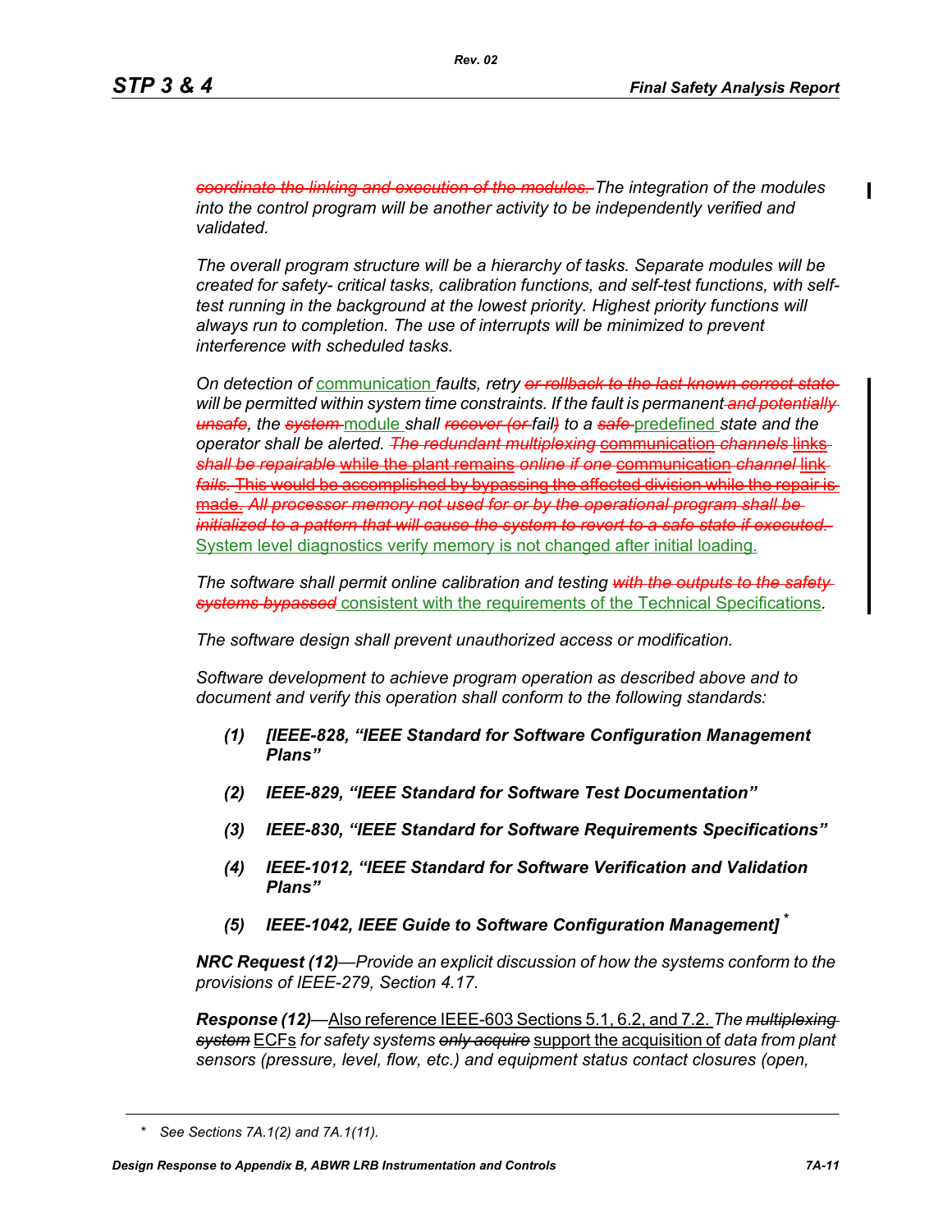~~*coordinate the linking and execution of the modules.*~~ *The integration of the modules into the control program will be another activity to be independently verified and validated.*

*The overall program structure will be a hierarchy of tasks. Separate modules will be created for safety- critical tasks, calibration functions, and self-test functions, with self-test running in the background at the lowest priority. Highest priority functions will always run to completion. The use of interrupts will be minimized to prevent interference with scheduled tasks.*

*On detection of* communication *faults, retry* ~~*or rollback to the last known correct state*~~ *will be permitted within system time constraints. If the fault is permanent* ~~*and potentially unsafe*~~*, the* ~~*system*~~ module *shall* ~~*recover (or*~~ *fail*~~*)*~~ *to a* ~~*safe*~~ predefined *state and the operator shall be alerted.* ~~*The redundant multiplexing*~~ communication ~~*channels*~~ links ~~*shall be repairable*~~ while the plant remains *online if one* communication ~~*channel*~~ link ~~*fails.*~~ ~~This would be accomplished by bypassing the affected division while the repair is made.~~ ~~*All processor memory not used for or by the operational program shall be initialized to a pattern that will cause the system to revert to a safe state if executed.*~~ System level diagnostics verify memory is not changed after initial loading.

*The software shall permit online calibration and testing* ~~*with the outputs to the safety systems bypassed*~~ consistent with the requirements of the Technical Specifications*.*

*The software design shall prevent unauthorized access or modification.*

*Software development to achieve program operation as described above and to document and verify this operation shall conform to the following standards:*

***(1) [IEEE-828, "IEEE Standard for Software Configuration Management Plans"***

***(2) IEEE-829, "IEEE Standard for Software Test Documentation"***

***(3) IEEE-830, "IEEE Standard for Software Requirements Specifications"***

***(4) IEEE-1012, "IEEE Standard for Software Verification and Validation Plans"***

***(5) IEEE-1042, IEEE Guide to Software Configuration Management]*** *

***NRC Request (12)****—Provide an explicit discussion of how the systems conform to the provisions of IEEE-279, Section 4.17.*

***Response (12)****—*Also reference IEEE-603 Sections 5.1, 6.2, and 7.2. *The* ~~*multiplexing system*~~ ECFs *for safety systems* ~~*only acquire*~~ support the acquisition of *data from plant sensors (pressure, level, flow, etc.) and equipment status contact closures (open,*

\* *See Sections 7A.1(2) and 7A.1(11).*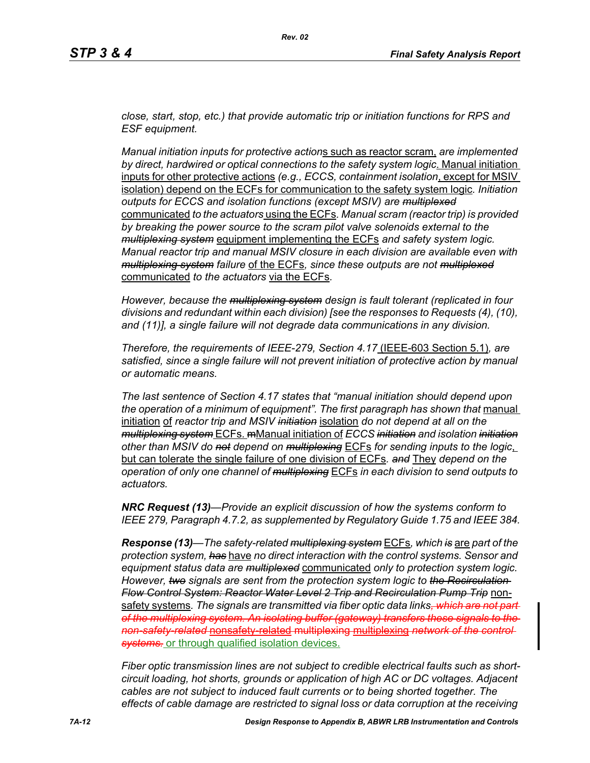*close, start, stop, etc.) that provide automatic trip or initiation functions for RPS and ESF equipment.*

*Manual initiation inputs for protective action*s such as reactor scram, *are implemented by direct, hardwired or optical connections to the safety system logic*. Manual initiation inputs for other protective actions *(e.g., ECCS, containment isolation*, except for MSIV isolation) depend on the ECFs for communication to the safety system logic*. Initiation outputs for ECCS and isolation functions (except MSIV) are* ~~*multiplexed*~~ communicated *to the actuators* using the ECFs*. Manual scram (reactor trip) is provided by breaking the power source to the scram pilot valve solenoids external to the* ~~*multiplexing system*~~ equipment implementing the ECFs *and safety system logic. Manual reactor trip and manual MSIV closure in each division are available even with* ~~*multiplexing system*~~ *failure* of the ECFs*, since these outputs are not* ~~*multiplexed*~~ communicated *to the actuators* via the ECFs.

*However, because the* ~~*multiplexing system*~~ *design is fault tolerant (replicated in four divisions and redundant within each division) [see the responses to Requests (4), (10), and (11)], a single failure will not degrade data communications in any division.*

*Therefore, the requirements of IEEE-279, Section 4.17* (IEEE-603 Section 5.1)*, are satisfied, since a single failure will not prevent initiation of protective action by manual or automatic means.*

*The last sentence of Section 4.17 states that "manual initiation should depend upon the operation of a minimum of equipment". The first paragraph has shown that* manual initiation of *reactor trip and MSIV* ~~*initiation*~~ isolation *do not depend at all on the* ~~*multiplexing system*~~ ECFs. ~~m~~Manual initiation of *ECCS* ~~*initiation*~~ *and isolation* ~~*initiation*~~ *other than MSIV do* ~~*not*~~ *depend on* ~~*multiplexing*~~ ECFs *for sending inputs to the logic*, but can tolerate the single failure of one division of ECFs*.* ~~*and*~~ They *depend on the operation of only one channel of* ~~*multiplexing*~~ ECFs *in each division to send outputs to actuators.*

***NRC Request (13)****—Provide an explicit discussion of how the systems conform to IEEE 279, Paragraph 4.7.2, as supplemented by Regulatory Guide 1.75 and IEEE 384.*

***Response (13)****—The safety-related* ~~*multiplexing system*~~ ECFs*, which* ~~*is*~~ are *part of the protection system,* ~~*has*~~ have *no direct interaction with the control systems. Sensor and equipment status data are* ~~*multiplexed*~~ communicated *only to protection system logic. However,* ~~*two*~~ *signals are sent from the protection system logic to* ~~*the Recirculation Flow Control System: Reactor Water Level 2 Trip and Recirculation Pump Trip*~~ non-safety systems*. The signals are transmitted via fiber optic data links*~~*, which are not part of the multiplexing system. An isolating buffer (gateway) transfers these signals to the non-safety-related*~~ ~~nonsafety-related~~ ~~multiplexing~~ ~~multiplexing~~ ~~*network of the control systems.*~~ or through qualified isolation devices.

*Fiber optic transmission lines are not subject to credible electrical faults such as short-circuit loading, hot shorts, grounds or application of high AC or DC voltages. Adjacent cables are not subject to induced fault currents or to being shorted together. The effects of cable damage are restricted to signal loss or data corruption at the receiving*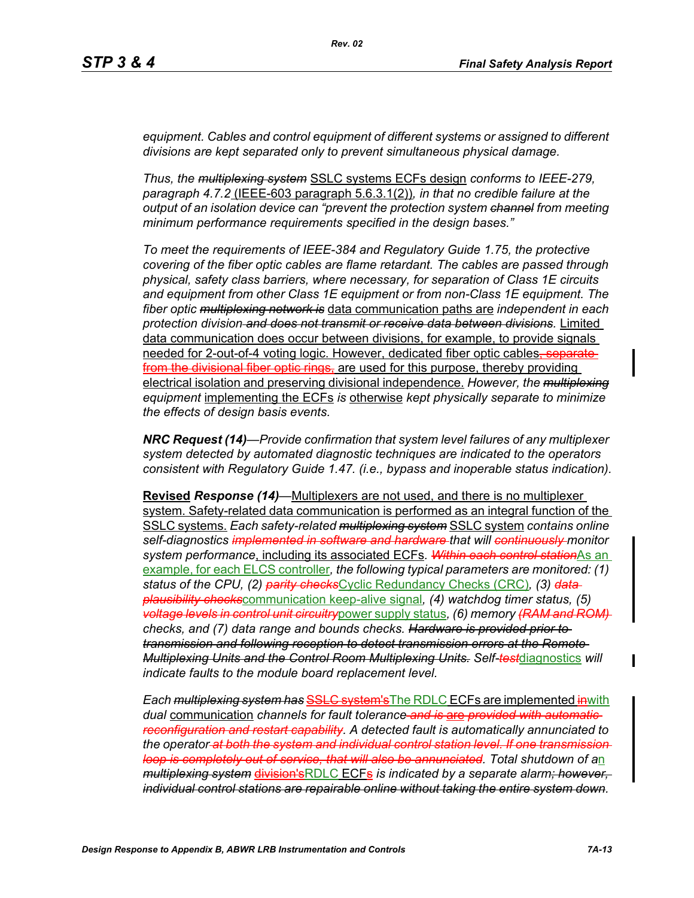*equipment. Cables and control equipment of different systems or assigned to different divisions are kept separated only to prevent simultaneous physical damage.*

*Thus, the ~~multiplexing system~~* SSLC systems ECFs design *conforms to IEEE-279, paragraph 4.7.2* (IEEE-603 paragraph 5.6.3.1(2)), *in that no credible failure at the output of an isolation device can "prevent the protection system ~~channel~~ from meeting minimum performance requirements specified in the design bases."*

*To meet the requirements of IEEE-384 and Regulatory Guide 1.75, the protective covering of the fiber optic cables are flame retardant. The cables are passed through physical, safety class barriers, where necessary, for separation of Class 1E circuits and equipment from other Class 1E equipment or from non-Class 1E equipment. The fiber optic ~~multiplexing network is~~* data communication paths are *independent in each protection division ~~and does not transmit or receive data between divisions~~.* Limited data communication does occur between divisions, for example, to provide signals needed for 2-out-of-4 voting logic. However, dedicated fiber optic cables~~, separate from the divisional fiber optic rings,~~ are used for this purpose, thereby providing electrical isolation and preserving divisional independence. *However, the ~~multiplexing~~ equipment* implementing the ECFs *is* otherwise *kept physically separate to minimize the effects of design basis events.*

***NRC Request (14)****—Provide confirmation that system level failures of any multiplexer system detected by automated diagnostic techniques are indicated to the operators consistent with Regulatory Guide 1.47. (i.e., bypass and inoperable status indication).*

**Revised** ***Response (14)****—*Multiplexers are not used, and there is no multiplexer system. Safety-related data communication is performed as an integral function of the SSLC systems. *Each safety-related ~~multiplexing system~~* SSLC system *contains online self-diagnostics ~~implemented in software and hardware~~ that will ~~continuously~~ monitor system performance*, including its associated ECFs*. ~~Within each control station~~*As an example, for each ELCS controller*, the following typical parameters are monitored: (1) status of the CPU, (2) ~~parity checks~~*Cyclic Redundancy Checks (CRC)*, (3) ~~data plausibility checks~~*communication keep-alive signal*, (4) watchdog timer status, (5) ~~voltage levels in control unit circuitry~~*power supply status*, (6) memory ~~(RAM and ROM)~~ checks, and (7) data range and bounds checks. ~~Hardware is provided prior to transmission and following reception to detect transmission errors at the Remote Multiplexing Units and the Control Room Multiplexing Units.~~ Self-~~test~~*diagnostics *will indicate faults to the module board replacement level.*

*Each ~~multiplexing system has~~* ~~SSLC system's~~The RDLC ECFs are implemented ~~in~~with *dual* communication *channels for fault tolerance ~~and is~~ ~~are provided with automatic reconfiguration and restart capability~~. A detected fault is automatically annunciated to the operator ~~at both the system and individual control station level. If one transmission loop is completely out of service, that will also be annunciated~~. Total shutdown of a*n *~~multiplexing system~~* ~~division's~~RDLC ECF~~s~~ *is indicated by a separate alarm~~; however, individual control stations are repairable online without taking the entire system down~~.*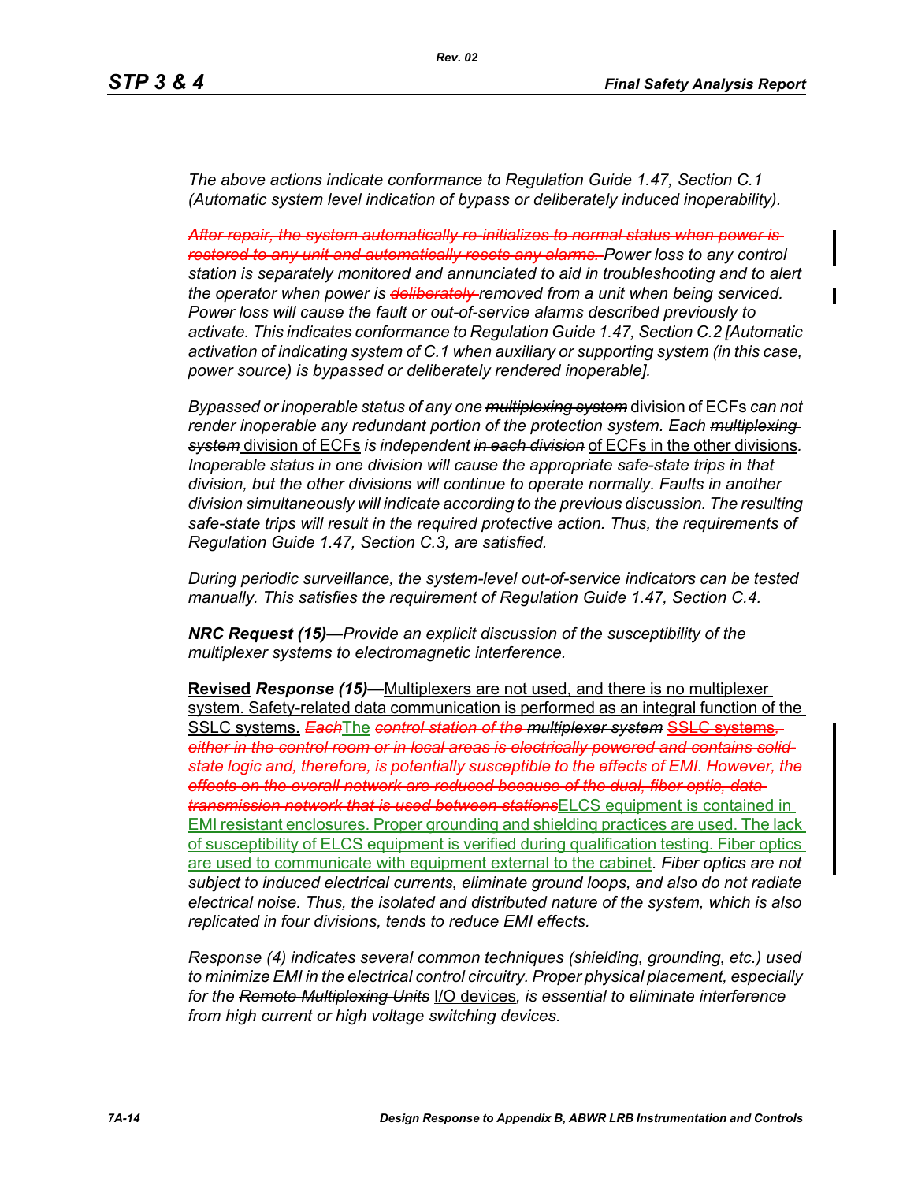*The above actions indicate conformance to Regulation Guide 1.47, Section C.1 (Automatic system level indication of bypass or deliberately induced inoperability).*

~~*After repair, the system automatically re-initializes to normal status when power is restored to any unit and automatically resets any alarms.*~~ *Power loss to any control station is separately monitored and annunciated to aid in troubleshooting and to alert the operator when power is* ~~*deliberately*~~ *removed from a unit when being serviced. Power loss will cause the fault or out-of-service alarms described previously to activate. This indicates conformance to Regulation Guide 1.47, Section C.2 [Automatic activation of indicating system of C.1 when auxiliary or supporting system (in this case, power source) is bypassed or deliberately rendered inoperable].*

*Bypassed or inoperable status of any one* ~~*multiplexing system*~~ division of ECFs *can not render inoperable any redundant portion of the protection system. Each* ~~*multiplexing system*~~ division of ECFs *is independent* ~~*in each division*~~ of ECFs in the other divisions*. Inoperable status in one division will cause the appropriate safe-state trips in that division, but the other divisions will continue to operate normally. Faults in another division simultaneously will indicate according to the previous discussion. The resulting safe-state trips will result in the required protective action. Thus, the requirements of Regulation Guide 1.47, Section C.3, are satisfied.*

*During periodic surveillance, the system-level out-of-service indicators can be tested manually. This satisfies the requirement of Regulation Guide 1.47, Section C.4.*

***NRC Request (15)****—Provide an explicit discussion of the susceptibility of the multiplexer systems to electromagnetic interference.*

**Revised** ***Response (15)***—Multiplexers are not used, and there is no multiplexer system. Safety-related data communication is performed as an integral function of the SSLC systems. ~~*Each*~~The ~~*control station of the*~~ *multiplexer system* ~~SSLC systems, either in the control room or in local areas is electrically powered and contains solid-state logic and, therefore, is potentially susceptible to the effects of EMI. However, the effects on the overall network are reduced because of the dual, fiber optic, data transmission network that is used between stations~~ELCS equipment is contained in EMI resistant enclosures. Proper grounding and shielding practices are used. The lack of susceptibility of ELCS equipment is verified during qualification testing. Fiber optics are used to communicate with equipment external to the cabinet*. Fiber optics are not subject to induced electrical currents, eliminate ground loops, and also do not radiate electrical noise. Thus, the isolated and distributed nature of the system, which is also replicated in four divisions, tends to reduce EMI effects.*

*Response (4) indicates several common techniques (shielding, grounding, etc.) used to minimize EMI in the electrical control circuitry. Proper physical placement, especially for the* ~~*Remote Multiplexing Units*~~ I/O devices*, is essential to eliminate interference from high current or high voltage switching devices.*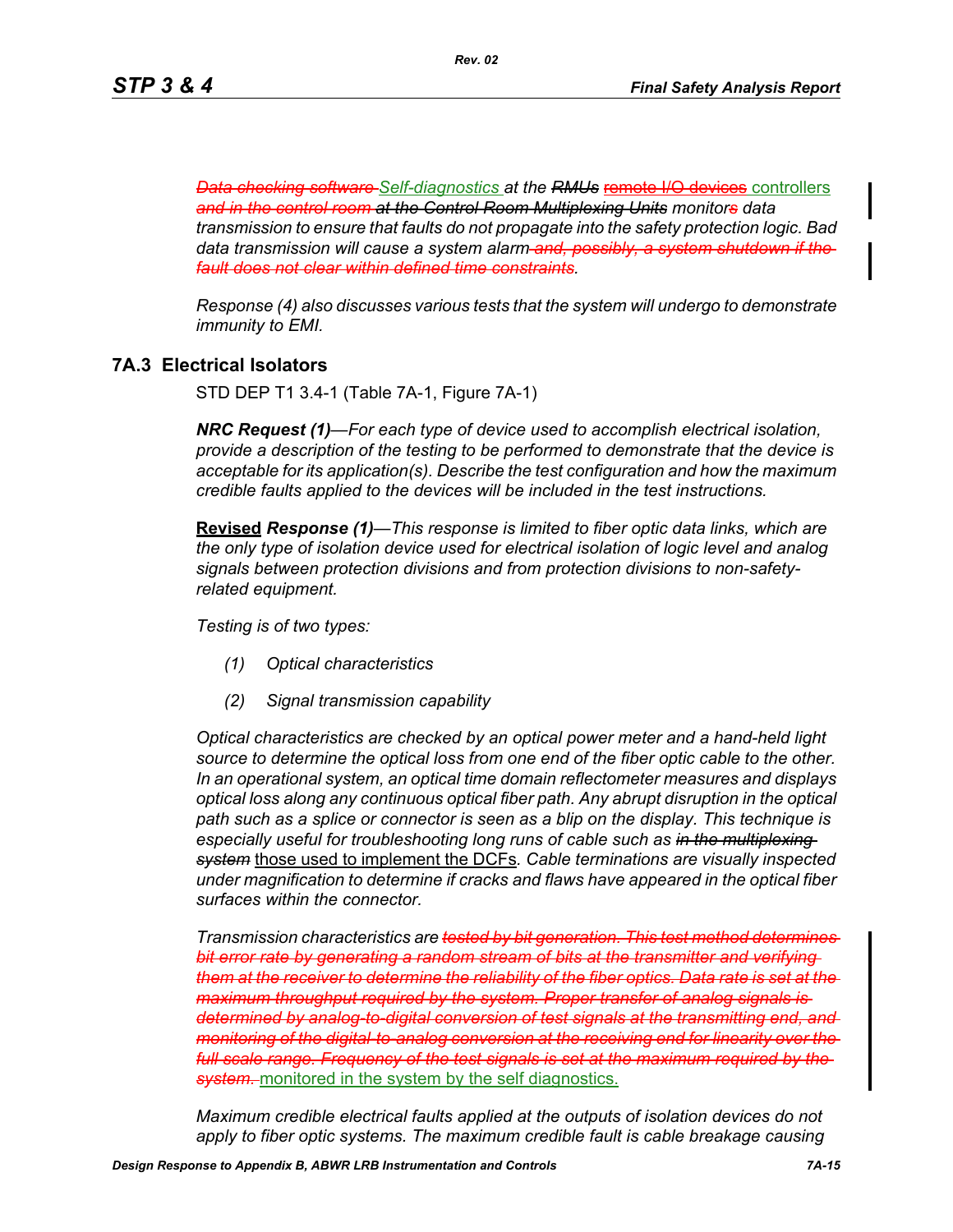*~~Data checking software~~ Self-diagnostics at the ~~RMUs~~ ~~remote I/O devices~~ controllers ~~and in the control room~~ ~~at the Control Room Multiplexing Units~~ monitor~~s~~ data transmission to ensure that faults do not propagate into the safety protection logic. Bad data transmission will cause a system alarm ~~and, possibly, a system shutdown if the fault does not clear within defined time constraints~~.*

*Response (4) also discusses various tests that the system will undergo to demonstrate immunity to EMI.*

## 7A.3 Electrical Isolators

STD DEP T1 3.4-1 (Table 7A-1, Figure 7A-1)

***NRC Request (1)****—For each type of device used to accomplish electrical isolation, provide a description of the testing to be performed to demonstrate that the device is acceptable for its application(s). Describe the test configuration and how the maximum credible faults applied to the devices will be included in the test instructions.*

**Revised** ***Response (1)****—This response is limited to fiber optic data links, which are the only type of isolation device used for electrical isolation of logic level and analog signals between protection divisions and from protection divisions to non-safety-related equipment.*

*Testing is of two types:*

*(1) Optical characteristics*

*(2) Signal transmission capability*

*Optical characteristics are checked by an optical power meter and a hand-held light source to determine the optical loss from one end of the fiber optic cable to the other. In an operational system, an optical time domain reflectometer measures and displays optical loss along any continuous optical fiber path. Any abrupt disruption in the optical path such as a splice or connector is seen as a blip on the display. This technique is especially useful for troubleshooting long runs of cable such as ~~in the multiplexing system~~* those used to implement the DCFs*. Cable terminations are visually inspected under magnification to determine if cracks and flaws have appeared in the optical fiber surfaces within the connector.*

*Transmission characteristics are ~~tested by bit generation. This test method determines bit error rate by generating a random stream of bits at the transmitter and verifying them at the receiver to determine the reliability of the fiber optics. Data rate is set at the maximum throughput required by the system. Proper transfer of analog signals is determined by analog-to-digital conversion of test signals at the transmitting end, and monitoring of the digital-to-analog conversion at the receiving end for linearity over the full scale range. Frequency of the test signals is set at the maximum required by the system.~~* monitored in the system by the self diagnostics.

*Maximum credible electrical faults applied at the outputs of isolation devices do not apply to fiber optic systems. The maximum credible fault is cable breakage causing*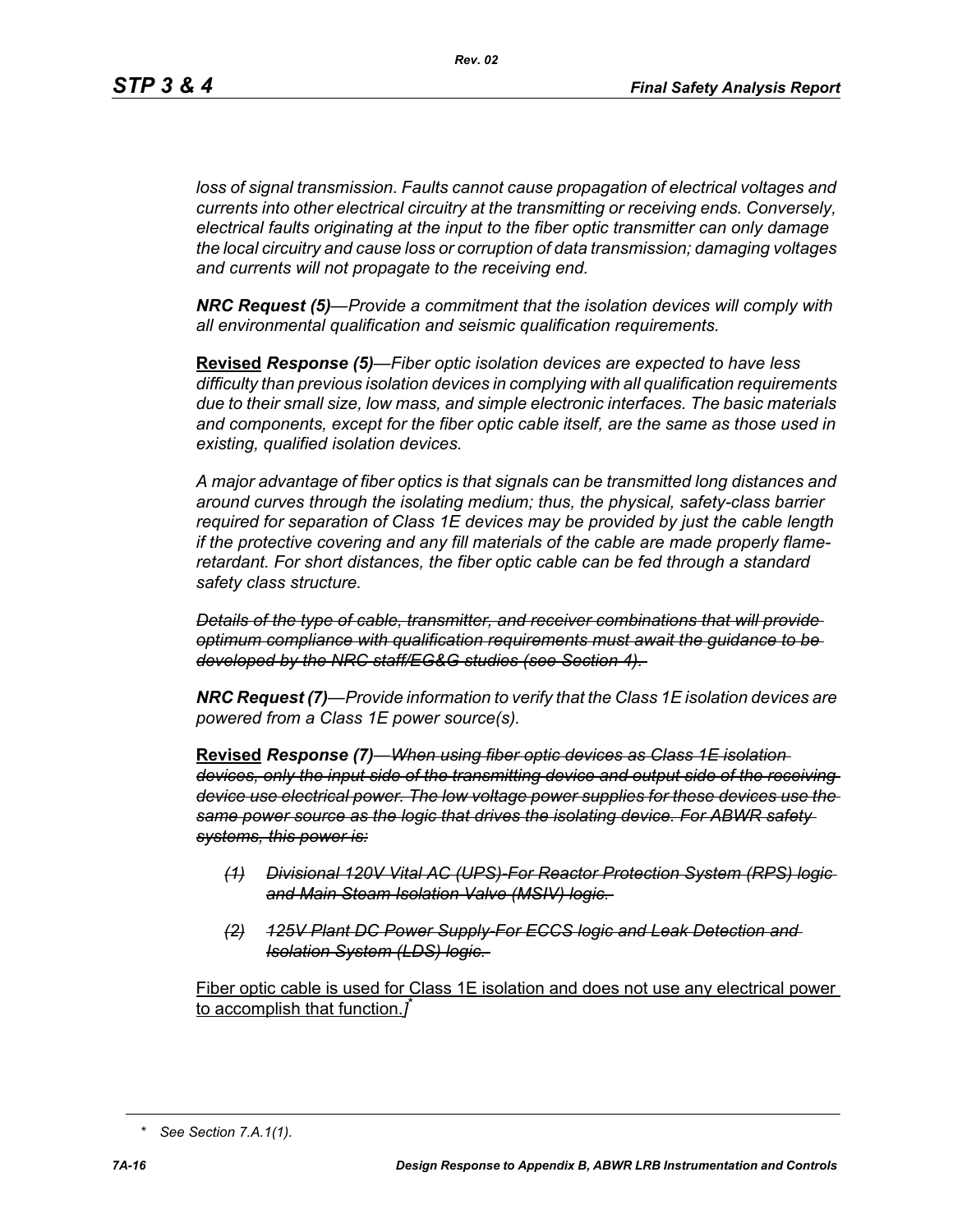*loss of signal transmission. Faults cannot cause propagation of electrical voltages and currents into other electrical circuitry at the transmitting or receiving ends. Conversely, electrical faults originating at the input to the fiber optic transmitter can only damage the local circuitry and cause loss or corruption of data transmission; damaging voltages and currents will not propagate to the receiving end.*

***NRC Request (5)****—Provide a commitment that the isolation devices will comply with all environmental qualification and seismic qualification requirements.*

<u>**Revised**</u> ***Response (5)****—Fiber optic isolation devices are expected to have less difficulty than previous isolation devices in complying with all qualification requirements due to their small size, low mass, and simple electronic interfaces. The basic materials and components, except for the fiber optic cable itself, are the same as those used in existing, qualified isolation devices.*

*A major advantage of fiber optics is that signals can be transmitted long distances and around curves through the isolating medium; thus, the physical, safety-class barrier required for separation of Class 1E devices may be provided by just the cable length if the protective covering and any fill materials of the cable are made properly flame-retardant. For short distances, the fiber optic cable can be fed through a standard safety class structure.*

~~*Details of the type of cable, transmitter, and receiver combinations that will provide optimum compliance with qualification requirements must await the guidance to be developed by the NRC staff/EG&G studies (see Section 4).*~~

***NRC Request (7)****—Provide information to verify that the Class 1E isolation devices are powered from a Class 1E power source(s).*

<u>**Revised**</u> ***Response (7)***~~*—When using fiber optic devices as Class 1E isolation devices, only the input side of the transmitting device and output side of the receiving device use electrical power. The low voltage power supplies for these devices use the same power source as the logic that drives the isolating device. For ABWR safety systems, this power is:*~~

~~*(1) Divisional 120V Vital AC (UPS)-For Reactor Protection System (RPS) logic and Main Steam Isolation Valve (MSIV) logic.*~~

~~*(2) 125V Plant DC Power Supply-For ECCS logic and Leak Detection and Isolation System (LDS) logic.*~~

<u>Fiber optic cable is used for Class 1E isolation and does not use any electrical power to accomplish that function.</u>*]**

*\* See Section 7.A.1(1).*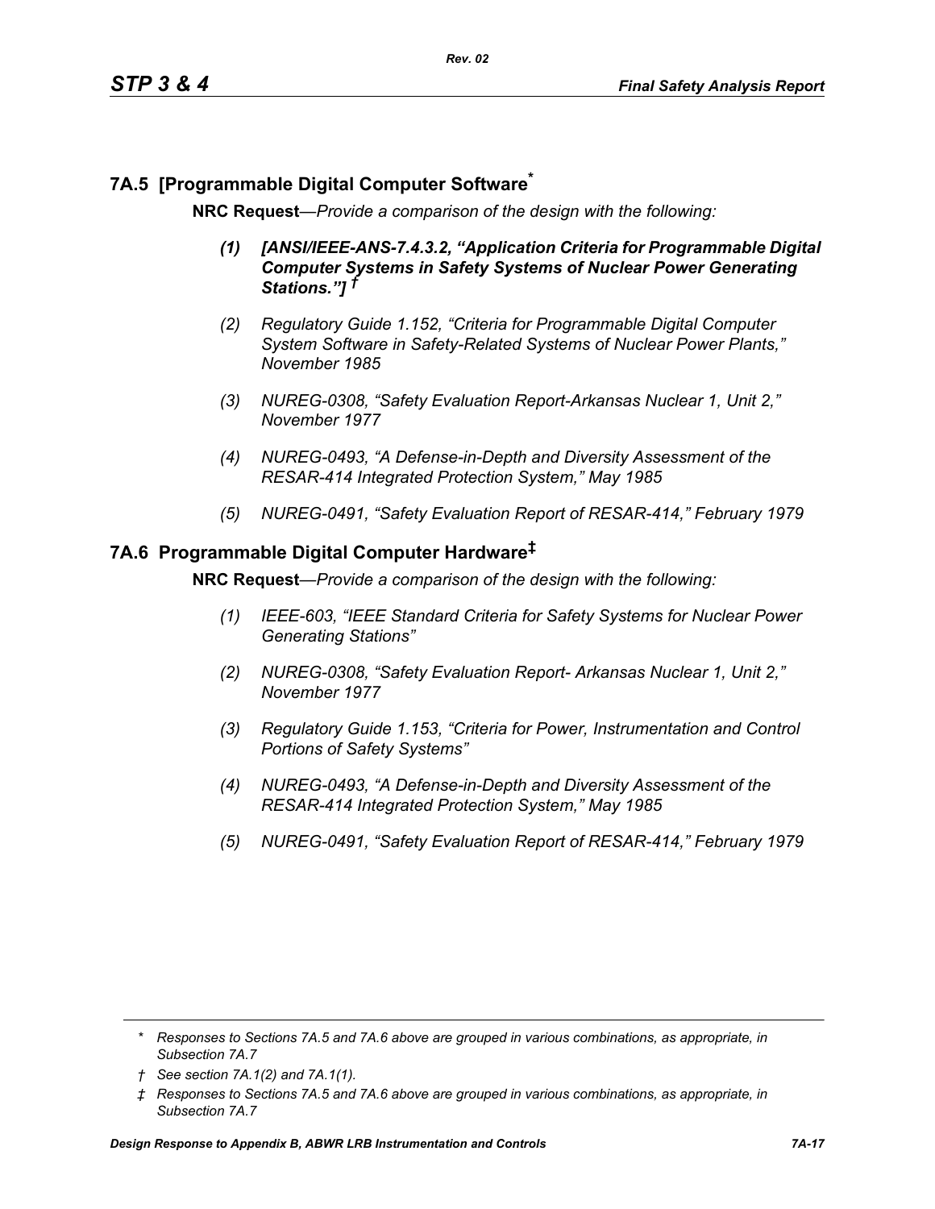## 7A.5 [Programmable Digital Computer Software*

**NRC Request**—*Provide a comparison of the design with the following:*

*(1) [ANSI/IEEE-ANS-7.4.3.2, "Application Criteria for Programmable Digital Computer Systems in Safety Systems of Nuclear Power Generating Stations."] †*

*(2) Regulatory Guide 1.152, "Criteria for Programmable Digital Computer System Software in Safety-Related Systems of Nuclear Power Plants," November 1985*

*(3) NUREG-0308, "Safety Evaluation Report-Arkansas Nuclear 1, Unit 2," November 1977*

*(4) NUREG-0493, "A Defense-in-Depth and Diversity Assessment of the RESAR-414 Integrated Protection System," May 1985*

*(5) NUREG-0491, "Safety Evaluation Report of RESAR-414," February 1979*

## 7A.6 Programmable Digital Computer Hardware‡

**NRC Request**—*Provide a comparison of the design with the following:*

*(1) IEEE-603, "IEEE Standard Criteria for Safety Systems for Nuclear Power Generating Stations"*

*(2) NUREG-0308, "Safety Evaluation Report- Arkansas Nuclear 1, Unit 2," November 1977*

*(3) Regulatory Guide 1.153, "Criteria for Power, Instrumentation and Control Portions of Safety Systems"*

*(4) NUREG-0493, "A Defense-in-Depth and Diversity Assessment of the RESAR-414 Integrated Protection System," May 1985*

*(5) NUREG-0491, "Safety Evaluation Report of RESAR-414," February 1979*

---

*\* Responses to Sections 7A.5 and 7A.6 above are grouped in various combinations, as appropriate, in Subsection 7A.7*

*† See section 7A.1(2) and 7A.1(1).*

*‡ Responses to Sections 7A.5 and 7A.6 above are grouped in various combinations, as appropriate, in Subsection 7A.7*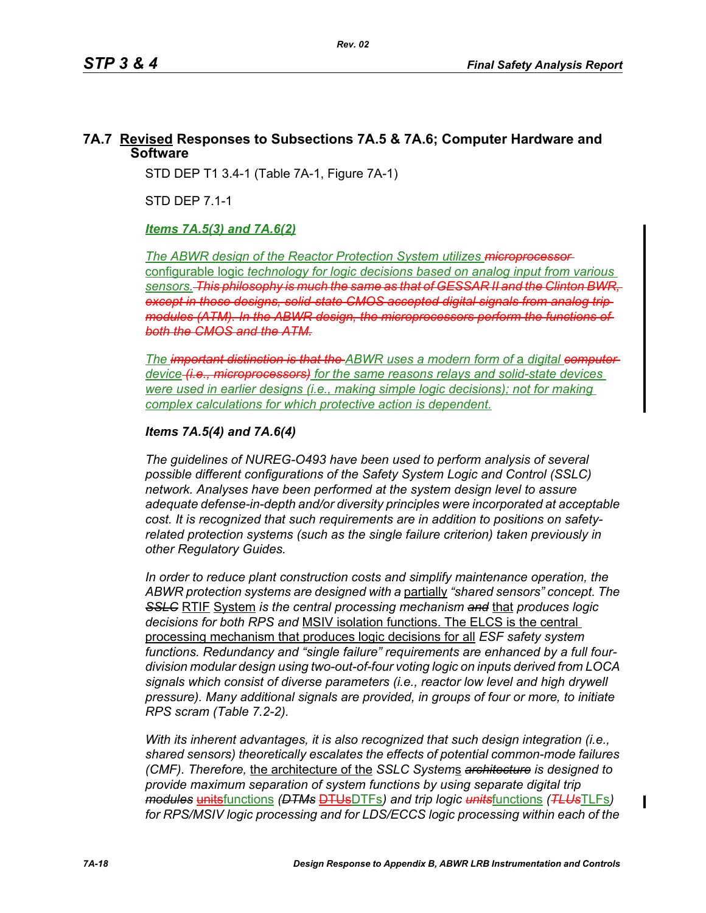## 7A.7 Revised Responses to Subsections 7A.5 & 7A.6; Computer Hardware and Software

STD DEP T1 3.4-1 (Table 7A-1, Figure 7A-1)

STD DEP 7.1-1

***Items 7A.5(3) and 7A.6(2)***

*The ABWR design of the Reactor Protection System utilizes ~~microprocessor~~* configurable logic *technology for logic decisions based on analog input from various sensors. ~~This philosophy is much the same as that of GESSAR II and the Clinton BWR, except in those designs, solid-state CMOS accepted digital signals from analog trip modules (ATM). In the ABWR design, the microprocessors perform the functions of both the CMOS and the ATM.~~*

*The ~~important distinction is that the~~ ABWR uses a modern form of* a *digital ~~computer~~ device ~~(i.e., microprocessors)~~ for the same reasons relays and solid-state devices were used in earlier designs (i.e., making simple logic decisions); not for making complex calculations for which protective action is dependent.*

***Items 7A.5(4) and 7A.6(4)***

*The guidelines of NUREG-O493 have been used to perform analysis of several possible different configurations of the Safety System Logic and Control (SSLC) network. Analyses have been performed at the system design level to assure adequate defense-in-depth and/or diversity principles were incorporated at acceptable cost. It is recognized that such requirements are in addition to positions on safety-related protection systems (such as the single failure criterion) taken previously in other Regulatory Guides.*

*In order to reduce plant construction costs and simplify maintenance operation, the ABWR protection systems are designed with a* partially *"shared sensors" concept. The ~~SSLC~~* RTIF System *is the central processing mechanism ~~and~~* that *produces logic decisions for both RPS and* MSIV isolation functions. The ELCS is the central processing mechanism that produces logic decisions for all *ESF safety system functions. Redundancy and "single failure" requirements are enhanced by a full four-division modular design using two-out-of-four voting logic on inputs derived from LOCA signals which consist of diverse parameters (i.e., reactor low level and high drywell pressure). Many additional signals are provided, in groups of four or more, to initiate RPS scram (Table 7.2-2).*

*With its inherent advantages, it is also recognized that such design integration (i.e., shared sensors) theoretically escalates the effects of potential common-mode failures (CMF). Therefore,* the architecture of the *SSLC System*s *~~architecture~~ is designed to provide maximum separation of system functions by using separate digital trip ~~modules~~* ~~units~~functions *(~~DTMs~~* ~~DTUs~~DTFs*) and trip logic ~~units~~*functions *(~~TLUs~~*TLFs*) for RPS/MSIV logic processing and for LDS/ECCS logic processing within each of the*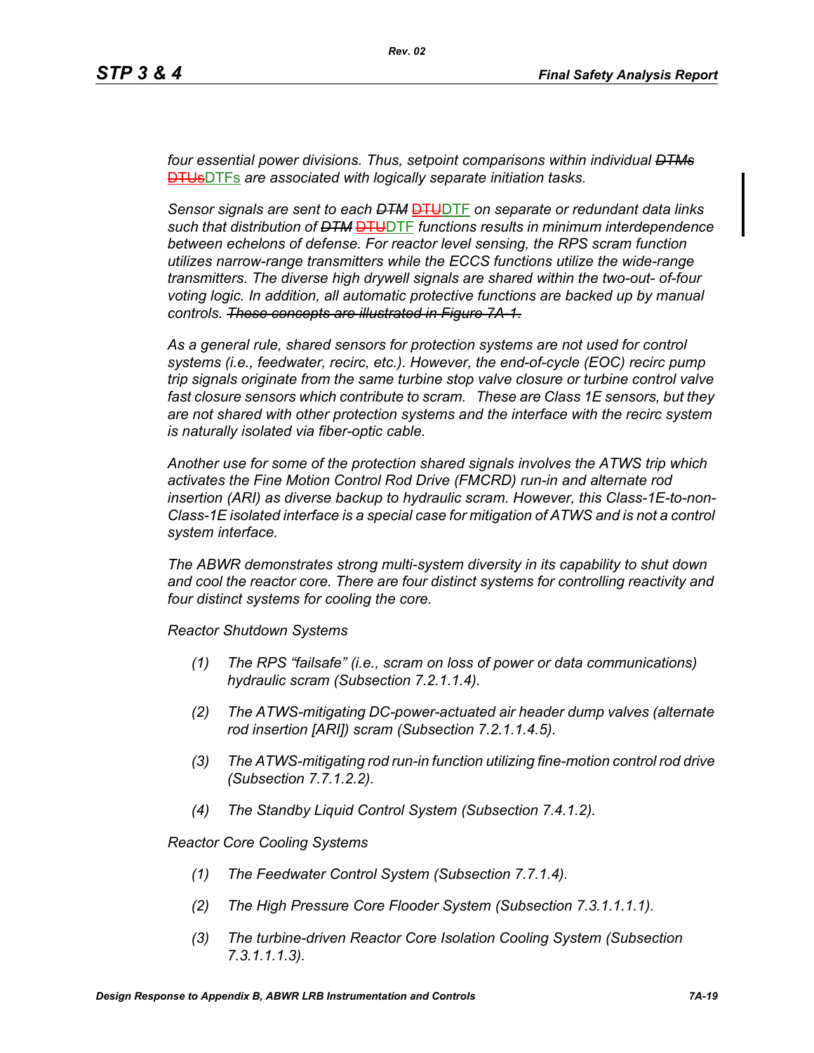*four essential power divisions. Thus, setpoint comparisons within individual ~~DTMs~~ ~~DTUs~~DTFs are associated with logically separate initiation tasks.*

*Sensor signals are sent to each ~~DTM~~ ~~DTU~~DTF on separate or redundant data links such that distribution of ~~DTM~~ ~~DTU~~DTF functions results in minimum interdependence between echelons of defense. For reactor level sensing, the RPS scram function utilizes narrow-range transmitters while the ECCS functions utilize the wide-range transmitters. The diverse high drywell signals are shared within the two-out- of-four voting logic. In addition, all automatic protective functions are backed up by manual controls. ~~These concepts are illustrated in Figure 7A-1.~~*

*As a general rule, shared sensors for protection systems are not used for control systems (i.e., feedwater, recirc, etc.). However, the end-of-cycle (EOC) recirc pump trip signals originate from the same turbine stop valve closure or turbine control valve fast closure sensors which contribute to scram. These are Class 1E sensors, but they are not shared with other protection systems and the interface with the recirc system is naturally isolated via fiber-optic cable.*

*Another use for some of the protection shared signals involves the ATWS trip which activates the Fine Motion Control Rod Drive (FMCRD) run-in and alternate rod insertion (ARI) as diverse backup to hydraulic scram. However, this Class-1E-to-non-Class-1E isolated interface is a special case for mitigation of ATWS and is not a control system interface.*

*The ABWR demonstrates strong multi-system diversity in its capability to shut down and cool the reactor core. There are four distinct systems for controlling reactivity and four distinct systems for cooling the core.*

*Reactor Shutdown Systems*

*(1) The RPS "failsafe" (i.e., scram on loss of power or data communications) hydraulic scram (Subsection 7.2.1.1.4).*

*(2) The ATWS-mitigating DC-power-actuated air header dump valves (alternate rod insertion [ARI]) scram (Subsection 7.2.1.1.4.5).*

*(3) The ATWS-mitigating rod run-in function utilizing fine-motion control rod drive (Subsection 7.7.1.2.2).*

*(4) The Standby Liquid Control System (Subsection 7.4.1.2).*

*Reactor Core Cooling Systems*

*(1) The Feedwater Control System (Subsection 7.7.1.4).*

*(2) The High Pressure Core Flooder System (Subsection 7.3.1.1.1.1).*

*(3) The turbine-driven Reactor Core Isolation Cooling System (Subsection 7.3.1.1.1.3).*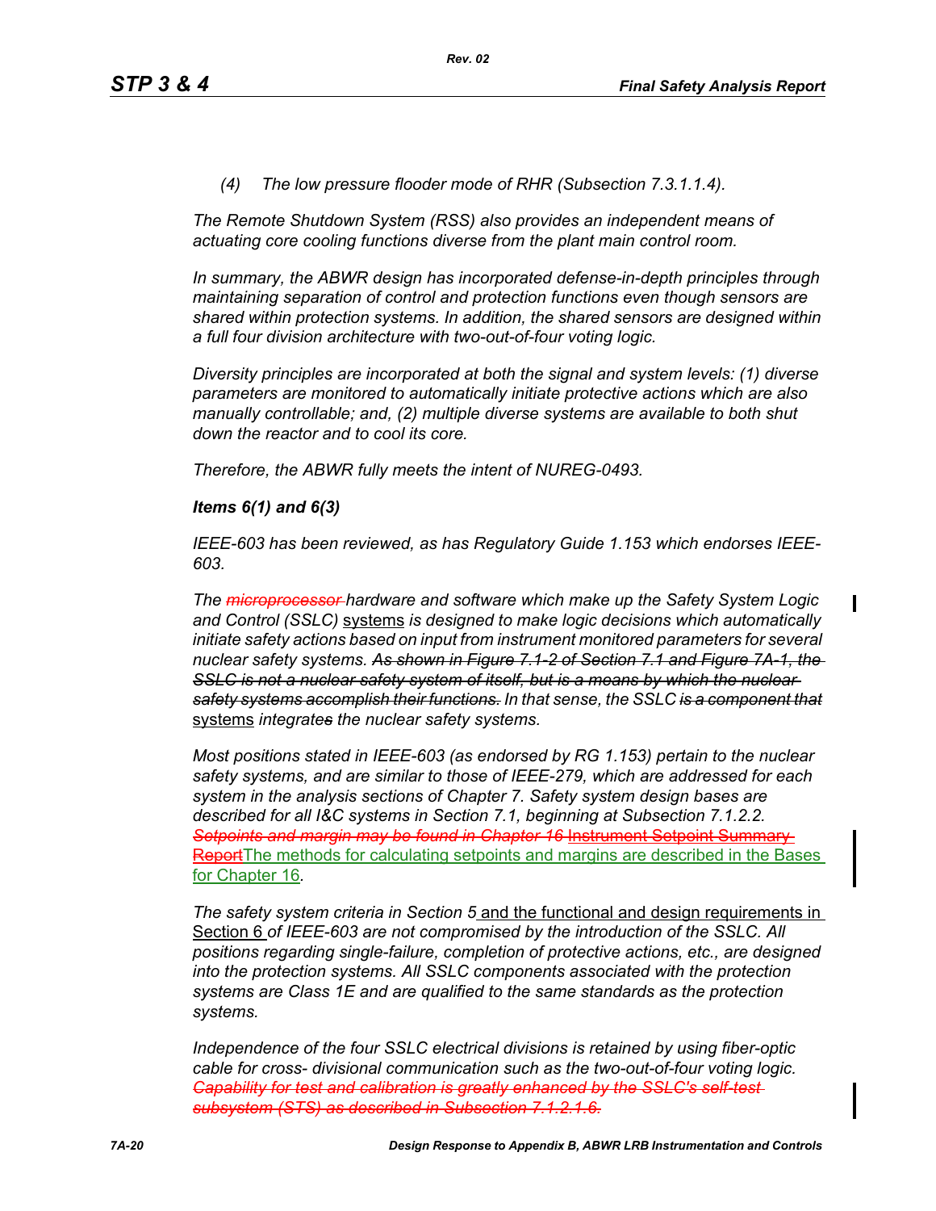*(4) The low pressure flooder mode of RHR (Subsection 7.3.1.1.4).*

*The Remote Shutdown System (RSS) also provides an independent means of actuating core cooling functions diverse from the plant main control room.*

*In summary, the ABWR design has incorporated defense-in-depth principles through maintaining separation of control and protection functions even though sensors are shared within protection systems. In addition, the shared sensors are designed within a full four division architecture with two-out-of-four voting logic.*

*Diversity principles are incorporated at both the signal and system levels: (1) diverse parameters are monitored to automatically initiate protective actions which are also manually controllable; and, (2) multiple diverse systems are available to both shut down the reactor and to cool its core.*

*Therefore, the ABWR fully meets the intent of NUREG-0493.*

***Items 6(1) and 6(3)***

*IEEE-603 has been reviewed, as has Regulatory Guide 1.153 which endorses IEEE-603.*

*The ~~microprocessor~~ hardware and software which make up the Safety System Logic and Control (SSLC) systems is designed to make logic decisions which automatically initiate safety actions based on input from instrument monitored parameters for several nuclear safety systems. ~~As shown in Figure 7.1-2 of Section 7.1 and Figure 7A-1, the SSLC is not a nuclear safety system of itself, but is a means by which the nuclear safety systems accomplish their functions.~~ In that sense, the SSLC ~~is a component that~~ systems integrate~~s~~ the nuclear safety systems.*

*Most positions stated in IEEE-603 (as endorsed by RG 1.153) pertain to the nuclear safety systems, and are similar to those of IEEE-279, which are addressed for each system in the analysis sections of Chapter 7. Safety system design bases are described for all I&C systems in Section 7.1, beginning at Subsection 7.1.2.2. ~~Setpoints and margin may be found in Chapter 16~~ ~~Instrument Setpoint Summary Report~~*The methods for calculating setpoints and margins are described in the Bases for Chapter 16.

*The safety system criteria in Section 5* and the functional and design requirements in Section 6 *of IEEE-603 are not compromised by the introduction of the SSLC. All positions regarding single-failure, completion of protective actions, etc., are designed into the protection systems. All SSLC components associated with the protection systems are Class 1E and are qualified to the same standards as the protection systems.*

*Independence of the four SSLC electrical divisions is retained by using fiber-optic cable for cross- divisional communication such as the two-out-of-four voting logic. ~~Capability for test and calibration is greatly enhanced by the SSLC's self-test subsystem (STS) as described in Subsection 7.1.2.1.6.~~*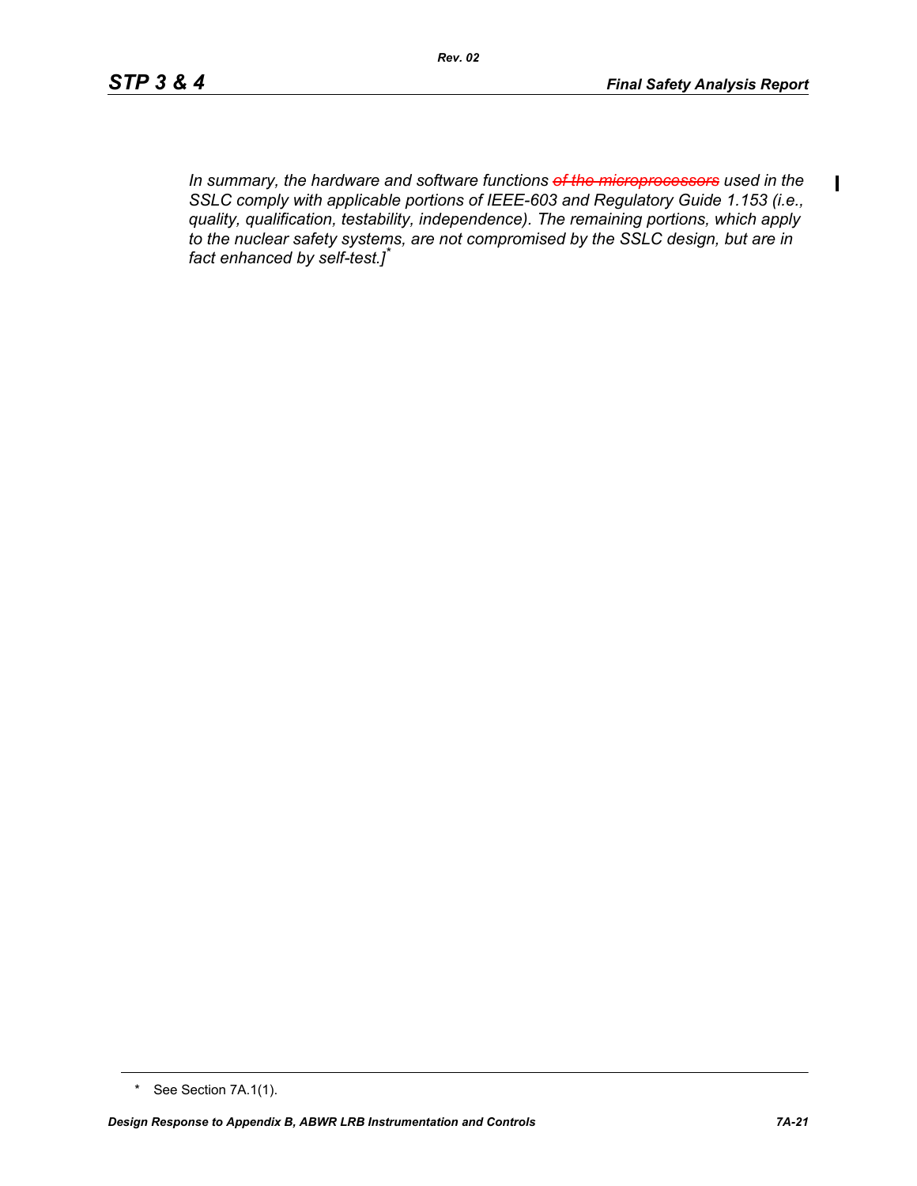*In summary, the hardware and software functions ~~of the microprocessors~~ used in the SSLC comply with applicable portions of IEEE-603 and Regulatory Guide 1.153 (i.e., quality, qualification, testability, independence). The remaining portions, which apply to the nuclear safety systems, are not compromised by the SSLC design, but are in fact enhanced by self-test.]*[*]

\* See Section 7A.1(1).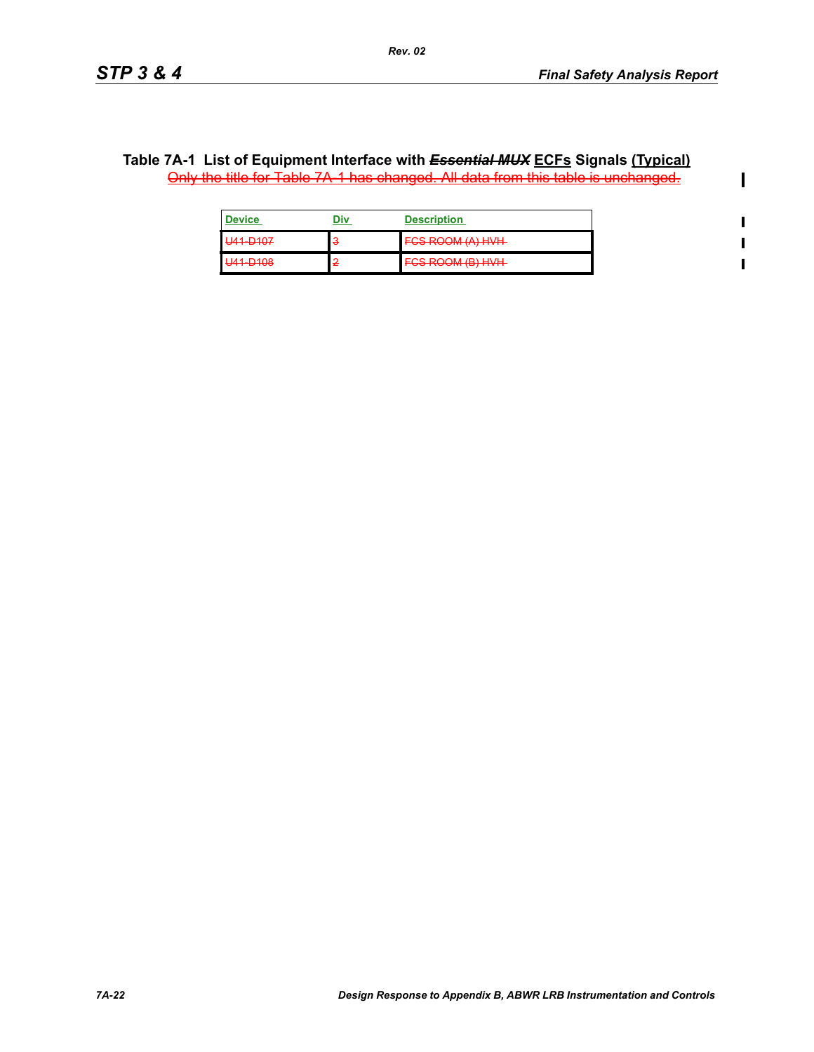## Table 7A-1 List of Equipment Interface with ~~*Essential MUX*~~ ECFs Signals (Typical)

~~Only the title for Table 7A-1 has changed. All data from this table is unchanged.~~

| Device | Div | Description |
|---|---|---|
| ~~U41-D107~~ | ~~3~~ | ~~FCS ROOM (A) HVH~~ |
| ~~U41-D108~~ | ~~2~~ | ~~FCS ROOM (B) HVH~~ |